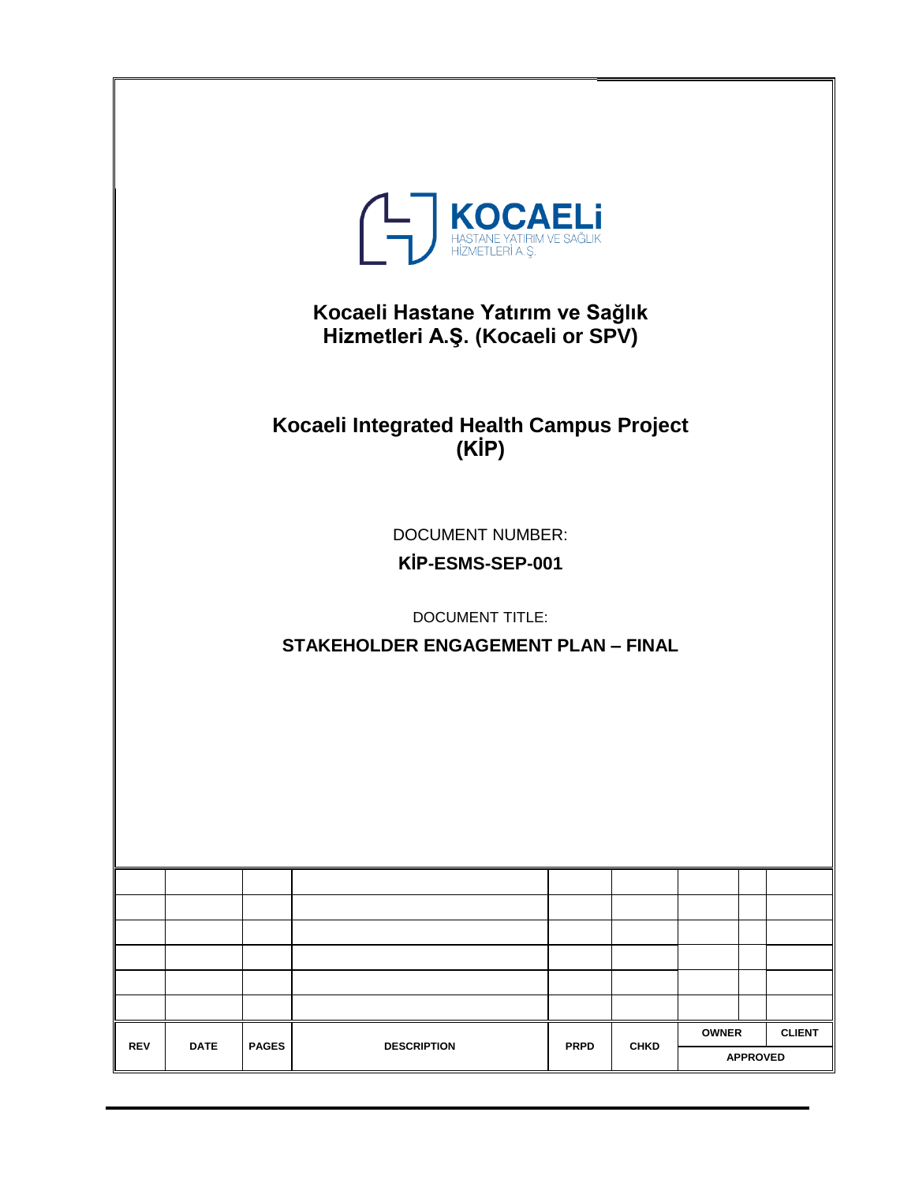KOCAELİ
HASTANE YATIRIM VE SAĞLIK HİZMETLERİ A.Ş.

# Kocaeli Hastane Yatırım ve Sağlık Hizmetleri A.Ş. (Kocaeli or SPV)

# Kocaeli Integrated Health Campus Project (KİP)

DOCUMENT NUMBER:

**KİP-ESMS-SEP-001**

DOCUMENT TITLE:

**STAKEHOLDER ENGAGEMENT PLAN – FINAL**

| | | | | | | | |
|---|---|---|---|---|---|---|---|
| | | | | | | | |
| | | | | | | | |
| | | | | | | | |
| | | | | | | | |
| | | | | | | | |
| | | | | | | | |
| **REV** | **DATE** | **PAGES** | **DESCRIPTION** | **PRPD** | **CHKD** | **OWNER** | **CLIENT** |
| | | | | | | **APPROVED** | |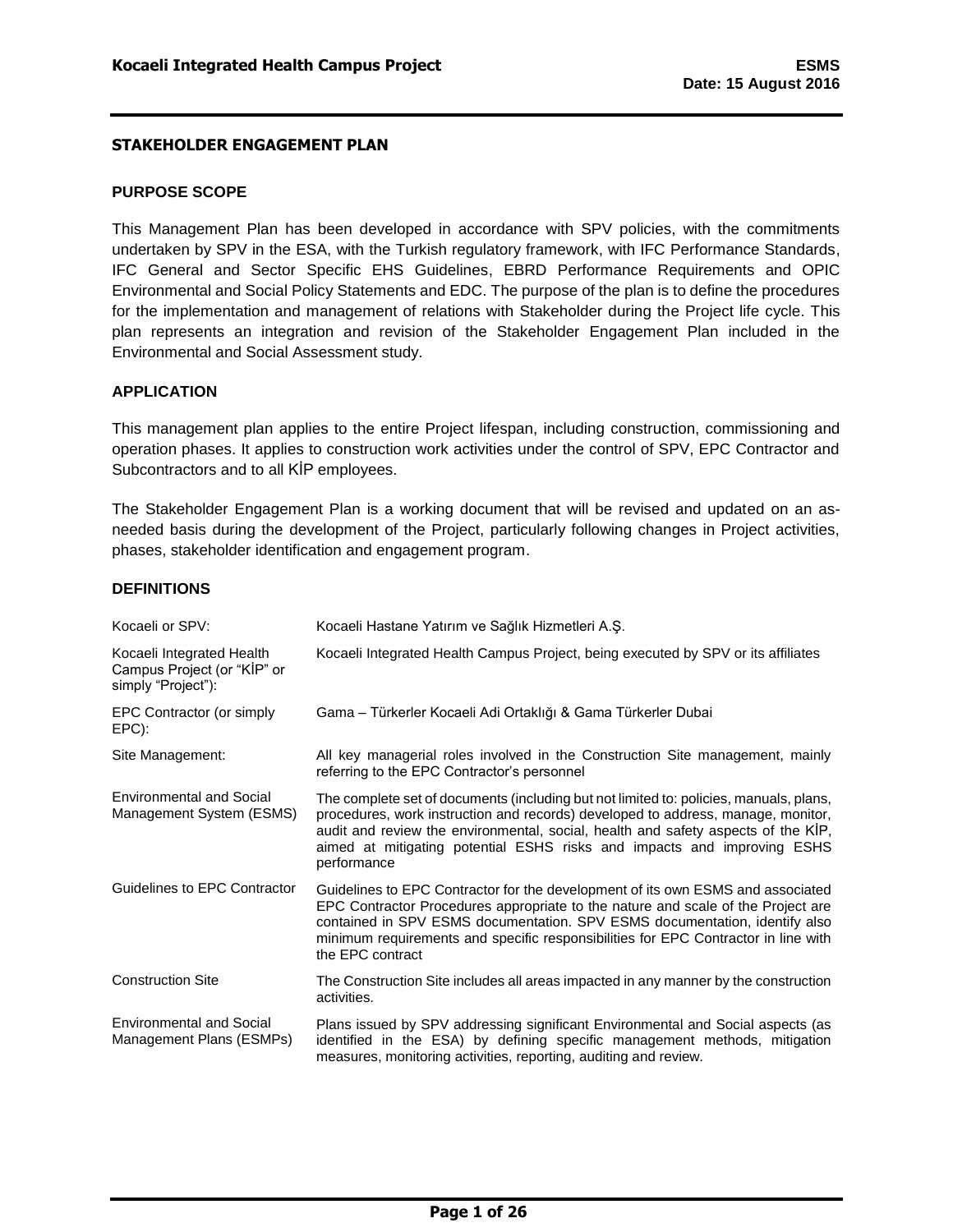## STAKEHOLDER ENGAGEMENT PLAN

### PURPOSE SCOPE

This Management Plan has been developed in accordance with SPV policies, with the commitments undertaken by SPV in the ESA, with the Turkish regulatory framework, with IFC Performance Standards, IFC General and Sector Specific EHS Guidelines, EBRD Performance Requirements and OPIC Environmental and Social Policy Statements and EDC. The purpose of the plan is to define the procedures for the implementation and management of relations with Stakeholder during the Project life cycle. This plan represents an integration and revision of the Stakeholder Engagement Plan included in the Environmental and Social Assessment study.

### APPLICATION

This management plan applies to the entire Project lifespan, including construction, commissioning and operation phases. It applies to construction work activities under the control of SPV, EPC Contractor and Subcontractors and to all KİP employees.

The Stakeholder Engagement Plan is a working document that will be revised and updated on an as-needed basis during the development of the Project, particularly following changes in Project activities, phases, stakeholder identification and engagement program.

### DEFINITIONS

| Term | Definition |
|---|---|
| Kocaeli or SPV: | Kocaeli Hastane Yatırım ve Sağlık Hizmetleri A.Ş. |
| Kocaeli Integrated Health Campus Project (or "KİP" or simply "Project"): | Kocaeli Integrated Health Campus Project, being executed by SPV or its affiliates |
| EPC Contractor (or simply EPC): | Gama – Türkerler Kocaeli Adi Ortaklığı & Gama Türkerler Dubai |
| Site Management: | All key managerial roles involved in the Construction Site management, mainly referring to the EPC Contractor's personnel |
| Environmental and Social Management System (ESMS) | The complete set of documents (including but not limited to: policies, manuals, plans, procedures, work instruction and records) developed to address, manage, monitor, audit and review the environmental, social, health and safety aspects of the KİP, aimed at mitigating potential ESHS risks and impacts and improving ESHS performance |
| Guidelines to EPC Contractor | Guidelines to EPC Contractor for the development of its own ESMS and associated EPC Contractor Procedures appropriate to the nature and scale of the Project are contained in SPV ESMS documentation. SPV ESMS documentation, identify also minimum requirements and specific responsibilities for EPC Contractor in line with the EPC contract |
| Construction Site | The Construction Site includes all areas impacted in any manner by the construction activities. |
| Environmental and Social Management Plans (ESMPs) | Plans issued by SPV addressing significant Environmental and Social aspects (as identified in the ESA) by defining specific management methods, mitigation measures, monitoring activities, reporting, auditing and review. |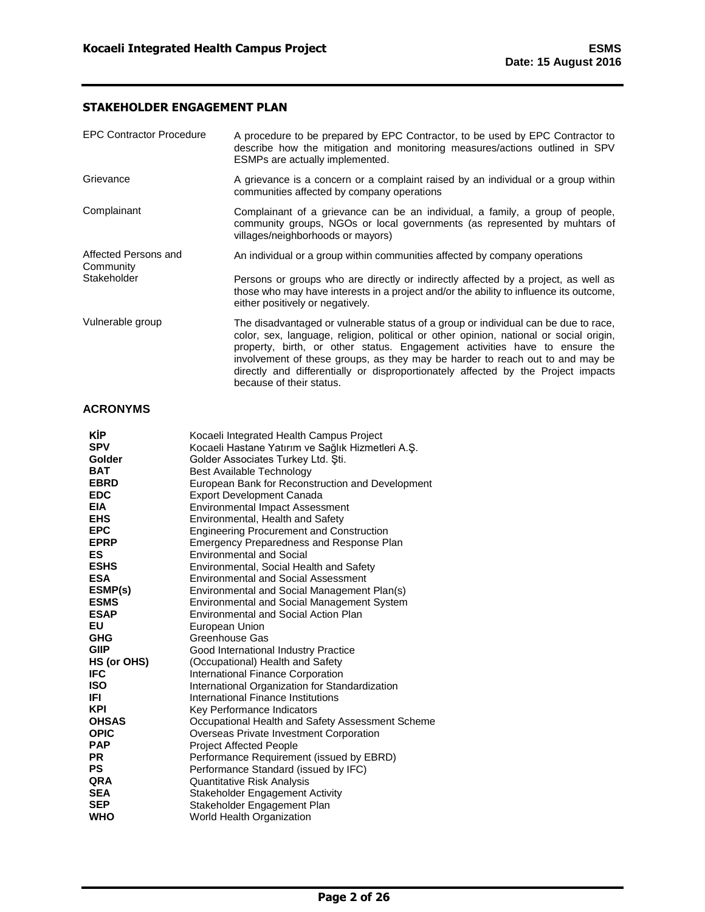## STAKEHOLDER ENGAGEMENT PLAN

| | |
|---|---|
| EPC Contractor Procedure | A procedure to be prepared by EPC Contractor, to be used by EPC Contractor to describe how the mitigation and monitoring measures/actions outlined in SPV ESMPs are actually implemented. |
| Grievance | A grievance is a concern or a complaint raised by an individual or a group within communities affected by company operations |
| Complainant | Complainant of a grievance can be an individual, a family, a group of people, community groups, NGOs or local governments (as represented by muhtars of villages/neighborhoods or mayors) |
| Affected Persons and Community | An individual or a group within communities affected by company operations |
| Stakeholder | Persons or groups who are directly or indirectly affected by a project, as well as those who may have interests in a project and/or the ability to influence its outcome, either positively or negatively. |
| Vulnerable group | The disadvantaged or vulnerable status of a group or individual can be due to race, color, sex, language, religion, political or other opinion, national or social origin, property, birth, or other status. Engagement activities have to ensure the involvement of these groups, as they may be harder to reach out to and may be directly and differentially or disproportionately affected by the Project impacts because of their status. |

## ACRONYMS

| | |
|---|---|
| **KİP** | Kocaeli Integrated Health Campus Project |
| **SPV** | Kocaeli Hastane Yatırım ve Sağlık Hizmetleri A.Ş. |
| **Golder** | Golder Associates Turkey Ltd. Şti. |
| **BAT** | Best Available Technology |
| **EBRD** | European Bank for Reconstruction and Development |
| **EDC** | Export Development Canada |
| **EIA** | Environmental Impact Assessment |
| **EHS** | Environmental, Health and Safety |
| **EPC** | Engineering Procurement and Construction |
| **EPRP** | Emergency Preparedness and Response Plan |
| **ES** | Environmental and Social |
| **ESHS** | Environmental, Social Health and Safety |
| **ESA** | Environmental and Social Assessment |
| **ESMP(s)** | Environmental and Social Management Plan(s) |
| **ESMS** | Environmental and Social Management System |
| **ESAP** | Environmental and Social Action Plan |
| **EU** | European Union |
| **GHG** | Greenhouse Gas |
| **GIIP** | Good International Industry Practice |
| **HS (or OHS)** | (Occupational) Health and Safety |
| **IFC** | International Finance Corporation |
| **ISO** | International Organization for Standardization |
| **IFI** | International Finance Institutions |
| **KPI** | Key Performance Indicators |
| **OHSAS** | Occupational Health and Safety Assessment Scheme |
| **OPIC** | Overseas Private Investment Corporation |
| **PAP** | Project Affected People |
| **PR** | Performance Requirement (issued by EBRD) |
| **PS** | Performance Standard (issued by IFC) |
| **QRA** | Quantitative Risk Analysis |
| **SEA** | Stakeholder Engagement Activity |
| **SEP** | Stakeholder Engagement Plan |
| **WHO** | World Health Organization |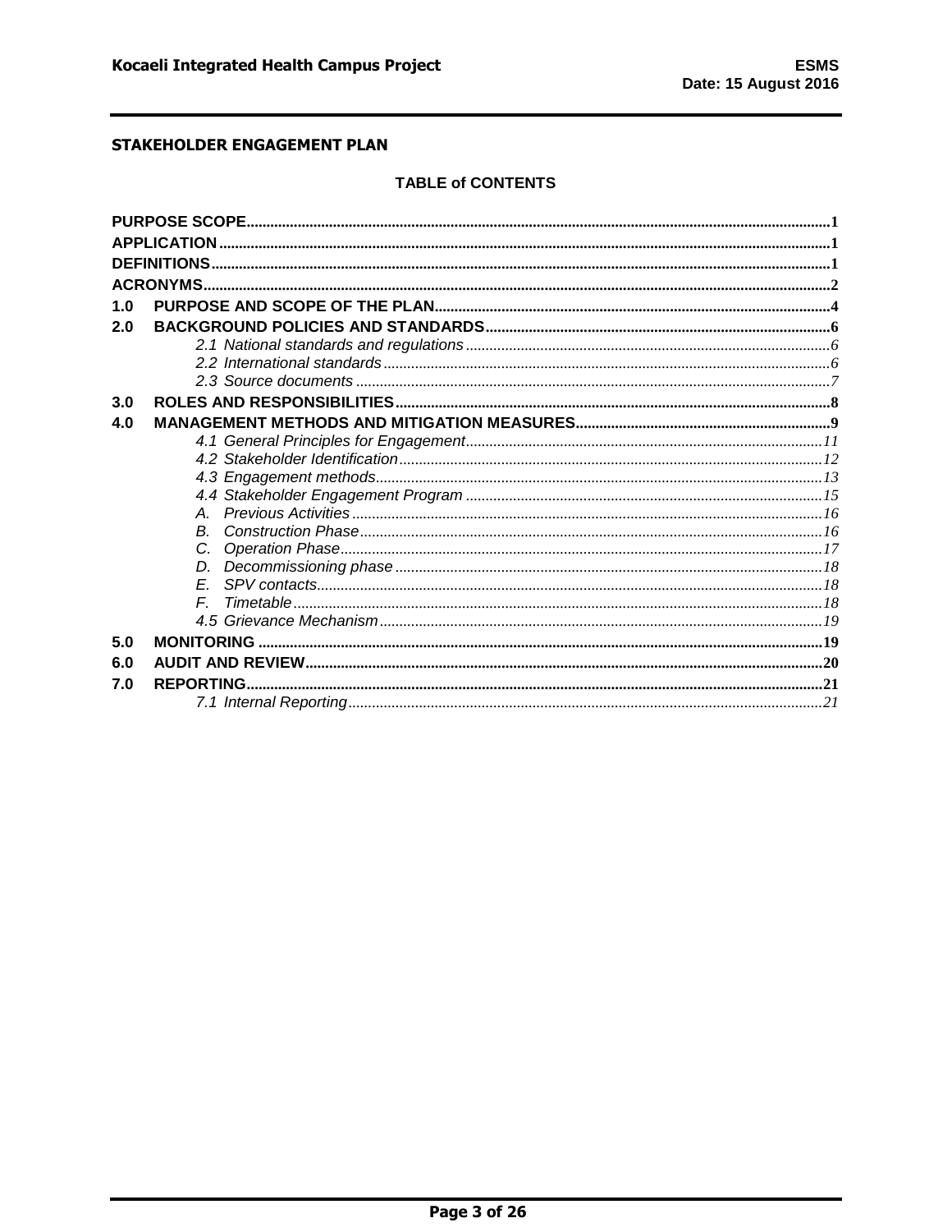**STAKEHOLDER ENGAGEMENT PLAN**

**TABLE of CONTENTS**

| | | |
|---|---|---|
| **PURPOSE SCOPE** | | **1** |
| **APPLICATION** | | **1** |
| **DEFINITIONS** | | **1** |
| **ACRONYMS** | | **2** |
| **1.0** | **PURPOSE AND SCOPE OF THE PLAN** | **4** |
| **2.0** | **BACKGROUND POLICIES AND STANDARDS** | **6** |
| | *2.1 National standards and regulations* | *6* |
| | *2.2 International standards* | *6* |
| | *2.3 Source documents* | *7* |
| **3.0** | **ROLES AND RESPONSIBILITIES** | **8** |
| **4.0** | **MANAGEMENT METHODS AND MITIGATION MEASURES** | **9** |
| | *4.1 General Principles for Engagement* | *11* |
| | *4.2 Stakeholder Identification* | *12* |
| | *4.3 Engagement methods* | *13* |
| | *4.4 Stakeholder Engagement Program* | *15* |
| | *A. Previous Activities* | *16* |
| | *B. Construction Phase* | *16* |
| | *C. Operation Phase* | *17* |
| | *D. Decommissioning phase* | *18* |
| | *E. SPV contacts* | *18* |
| | *F. Timetable* | *18* |
| | *4.5 Grievance Mechanism* | *19* |
| **5.0** | **MONITORING** | **19** |
| **6.0** | **AUDIT AND REVIEW** | **20** |
| **7.0** | **REPORTING** | **21** |
| | *7.1 Internal Reporting* | *21* |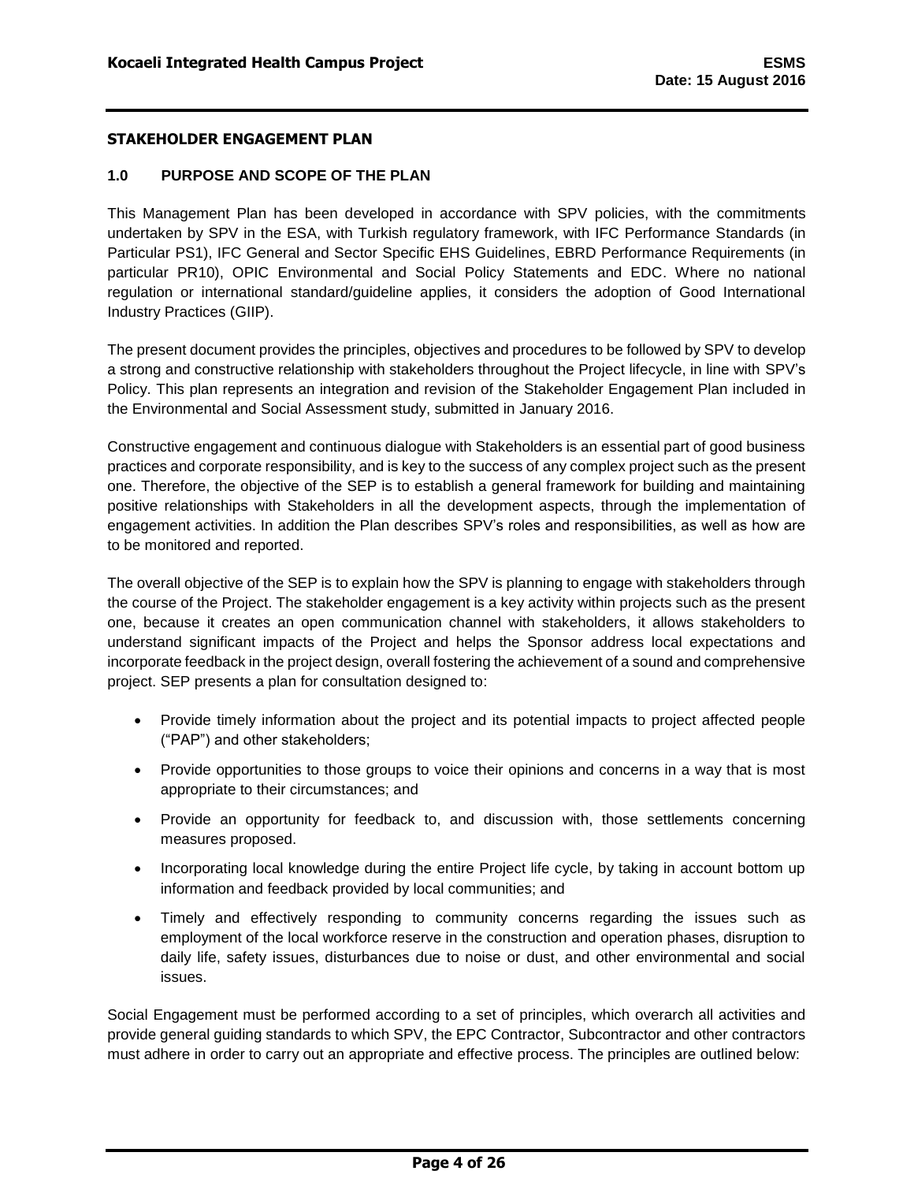## STAKEHOLDER ENGAGEMENT PLAN

### 1.0 PURPOSE AND SCOPE OF THE PLAN

This Management Plan has been developed in accordance with SPV policies, with the commitments undertaken by SPV in the ESA, with Turkish regulatory framework, with IFC Performance Standards (in Particular PS1), IFC General and Sector Specific EHS Guidelines, EBRD Performance Requirements (in particular PR10), OPIC Environmental and Social Policy Statements and EDC. Where no national regulation or international standard/guideline applies, it considers the adoption of Good International Industry Practices (GIIP).

The present document provides the principles, objectives and procedures to be followed by SPV to develop a strong and constructive relationship with stakeholders throughout the Project lifecycle, in line with SPV's Policy. This plan represents an integration and revision of the Stakeholder Engagement Plan included in the Environmental and Social Assessment study, submitted in January 2016.

Constructive engagement and continuous dialogue with Stakeholders is an essential part of good business practices and corporate responsibility, and is key to the success of any complex project such as the present one. Therefore, the objective of the SEP is to establish a general framework for building and maintaining positive relationships with Stakeholders in all the development aspects, through the implementation of engagement activities. In addition the Plan describes SPV's roles and responsibilities, as well as how are to be monitored and reported.

The overall objective of the SEP is to explain how the SPV is planning to engage with stakeholders through the course of the Project. The stakeholder engagement is a key activity within projects such as the present one, because it creates an open communication channel with stakeholders, it allows stakeholders to understand significant impacts of the Project and helps the Sponsor address local expectations and incorporate feedback in the project design, overall fostering the achievement of a sound and comprehensive project. SEP presents a plan for consultation designed to:

- Provide timely information about the project and its potential impacts to project affected people ("PAP") and other stakeholders;
- Provide opportunities to those groups to voice their opinions and concerns in a way that is most appropriate to their circumstances; and
- Provide an opportunity for feedback to, and discussion with, those settlements concerning measures proposed.
- Incorporating local knowledge during the entire Project life cycle, by taking in account bottom up information and feedback provided by local communities; and
- Timely and effectively responding to community concerns regarding the issues such as employment of the local workforce reserve in the construction and operation phases, disruption to daily life, safety issues, disturbances due to noise or dust, and other environmental and social issues.

Social Engagement must be performed according to a set of principles, which overarch all activities and provide general guiding standards to which SPV, the EPC Contractor, Subcontractor and other contractors must adhere in order to carry out an appropriate and effective process. The principles are outlined below: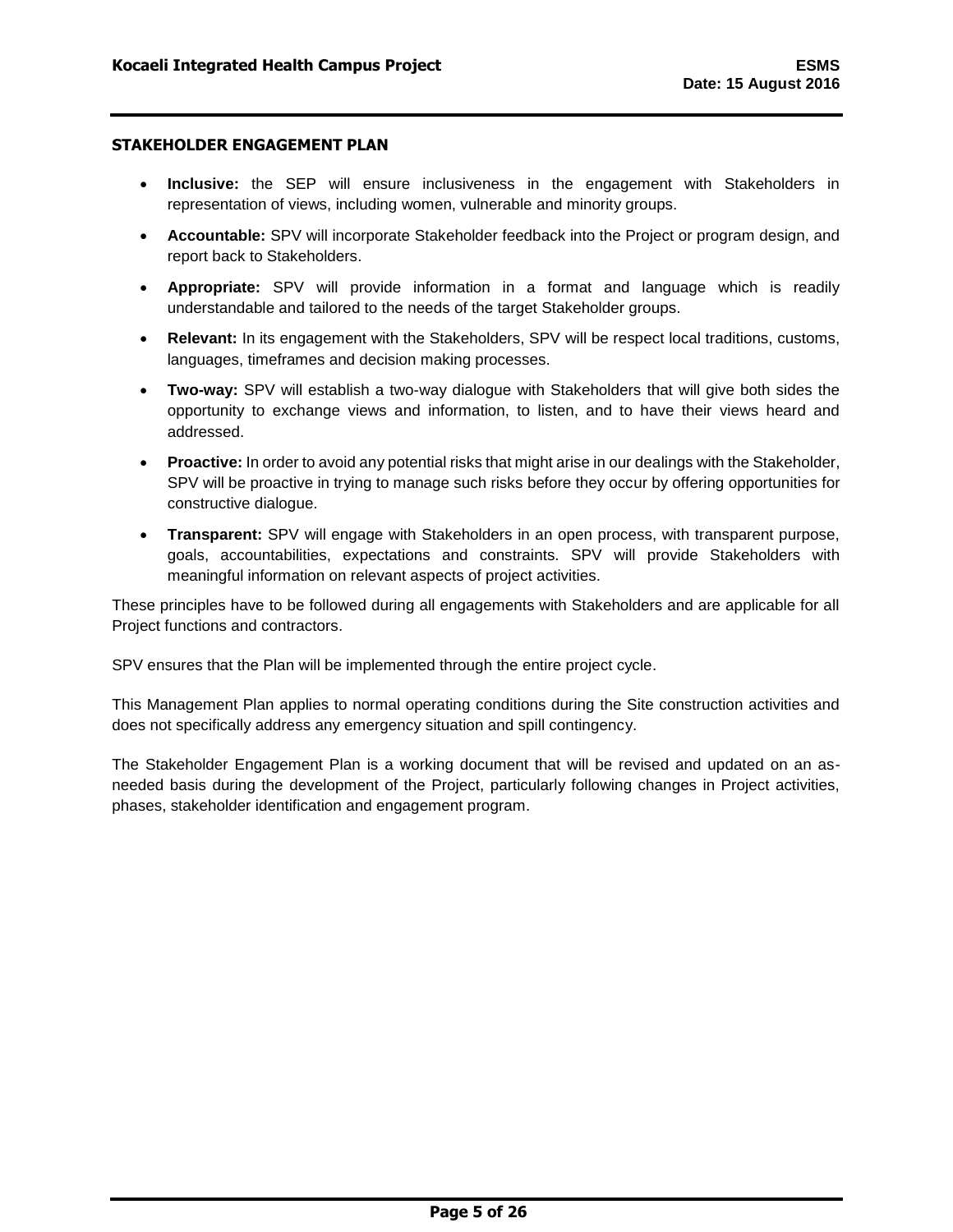**STAKEHOLDER ENGAGEMENT PLAN**

- **Inclusive:** the SEP will ensure inclusiveness in the engagement with Stakeholders in representation of views, including women, vulnerable and minority groups.
- **Accountable:** SPV will incorporate Stakeholder feedback into the Project or program design, and report back to Stakeholders.
- **Appropriate:** SPV will provide information in a format and language which is readily understandable and tailored to the needs of the target Stakeholder groups.
- **Relevant:** In its engagement with the Stakeholders, SPV will be respect local traditions, customs, languages, timeframes and decision making processes.
- **Two-way:** SPV will establish a two-way dialogue with Stakeholders that will give both sides the opportunity to exchange views and information, to listen, and to have their views heard and addressed.
- **Proactive:** In order to avoid any potential risks that might arise in our dealings with the Stakeholder, SPV will be proactive in trying to manage such risks before they occur by offering opportunities for constructive dialogue.
- **Transparent:** SPV will engage with Stakeholders in an open process, with transparent purpose, goals, accountabilities, expectations and constraints. SPV will provide Stakeholders with meaningful information on relevant aspects of project activities.

These principles have to be followed during all engagements with Stakeholders and are applicable for all Project functions and contractors.

SPV ensures that the Plan will be implemented through the entire project cycle.

This Management Plan applies to normal operating conditions during the Site construction activities and does not specifically address any emergency situation and spill contingency.

The Stakeholder Engagement Plan is a working document that will be revised and updated on an as-needed basis during the development of the Project, particularly following changes in Project activities, phases, stakeholder identification and engagement program.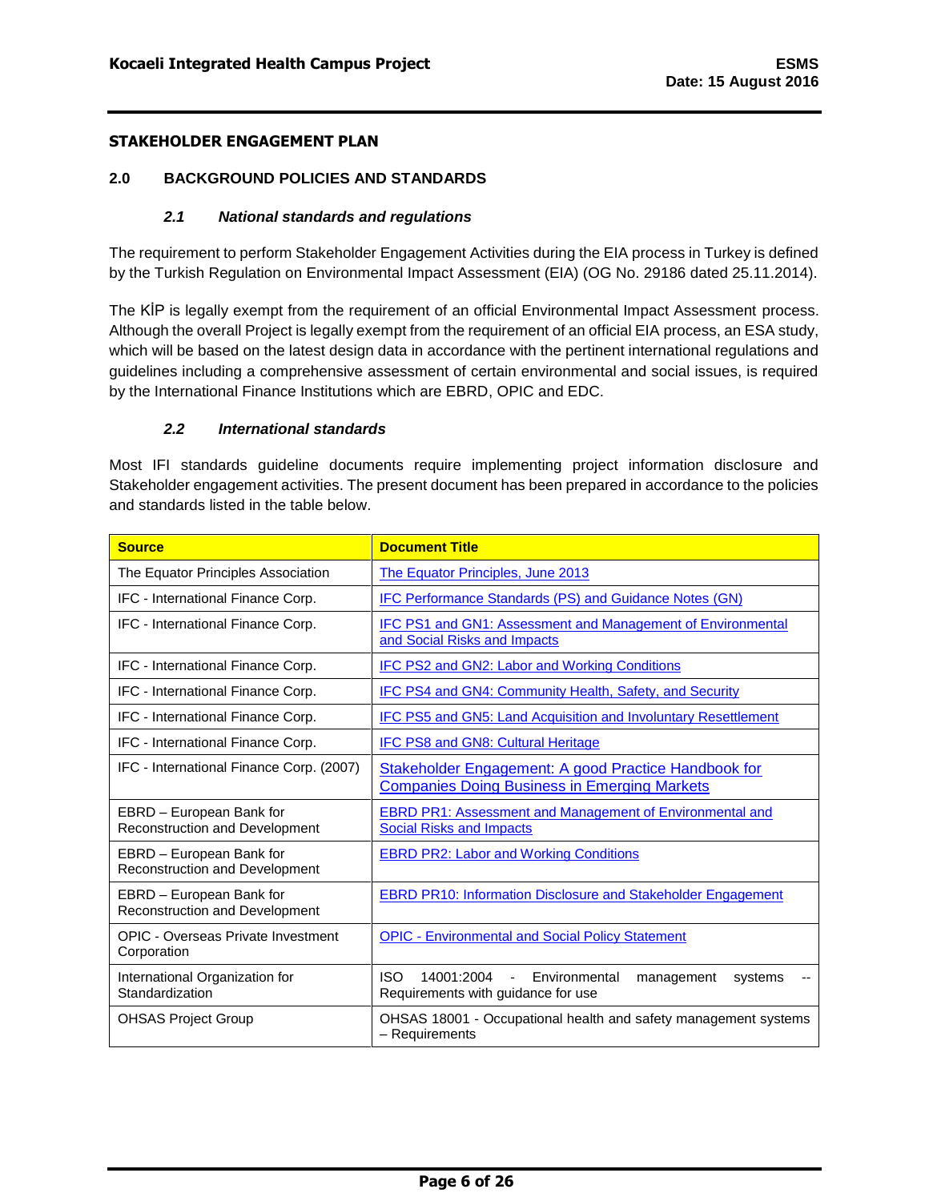## STAKEHOLDER ENGAGEMENT PLAN

## 2.0 BACKGROUND POLICIES AND STANDARDS

### *2.1 National standards and regulations*

The requirement to perform Stakeholder Engagement Activities during the EIA process in Turkey is defined by the Turkish Regulation on Environmental Impact Assessment (EIA) (OG No. 29186 dated 25.11.2014).

The KİP is legally exempt from the requirement of an official Environmental Impact Assessment process. Although the overall Project is legally exempt from the requirement of an official EIA process, an ESA study, which will be based on the latest design data in accordance with the pertinent international regulations and guidelines including a comprehensive assessment of certain environmental and social issues, is required by the International Finance Institutions which are EBRD, OPIC and EDC.

### *2.2 International standards*

Most IFI standards guideline documents require implementing project information disclosure and Stakeholder engagement activities. The present document has been prepared in accordance to the policies and standards listed in the table below.

| Source | Document Title |
|---|---|
| The Equator Principles Association | The Equator Principles, June 2013 |
| IFC - International Finance Corp. | IFC Performance Standards (PS) and Guidance Notes (GN) |
| IFC - International Finance Corp. | IFC PS1 and GN1: Assessment and Management of Environmental and Social Risks and Impacts |
| IFC - International Finance Corp. | IFC PS2 and GN2: Labor and Working Conditions |
| IFC - International Finance Corp. | IFC PS4 and GN4: Community Health, Safety, and Security |
| IFC - International Finance Corp. | IFC PS5 and GN5: Land Acquisition and Involuntary Resettlement |
| IFC - International Finance Corp. | IFC PS8 and GN8: Cultural Heritage |
| IFC - International Finance Corp. (2007) | Stakeholder Engagement: A good Practice Handbook for Companies Doing Business in Emerging Markets |
| EBRD – European Bank for Reconstruction and Development | EBRD PR1: Assessment and Management of Environmental and Social Risks and Impacts |
| EBRD – European Bank for Reconstruction and Development | EBRD PR2: Labor and Working Conditions |
| EBRD – European Bank for Reconstruction and Development | EBRD PR10: Information Disclosure and Stakeholder Engagement |
| OPIC - Overseas Private Investment Corporation | OPIC - Environmental and Social Policy Statement |
| International Organization for Standardization | ISO 14001:2004 - Environmental management systems -- Requirements with guidance for use |
| OHSAS Project Group | OHSAS 18001 - Occupational health and safety management systems – Requirements |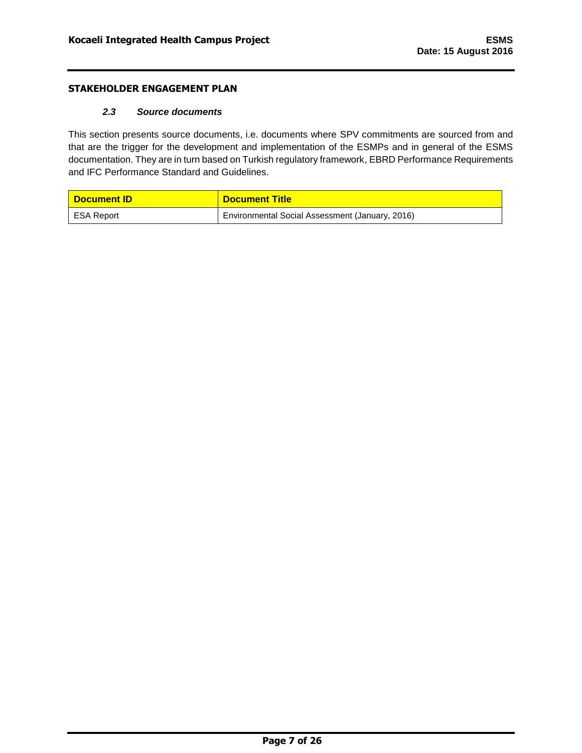## STAKEHOLDER ENGAGEMENT PLAN

### *2.3 Source documents*

This section presents source documents, i.e. documents where SPV commitments are sourced from and that are the trigger for the development and implementation of the ESMPs and in general of the ESMS documentation. They are in turn based on Turkish regulatory framework, EBRD Performance Requirements and IFC Performance Standard and Guidelines.

| Document ID | Document Title |
|---|---|
| ESA Report | Environmental Social Assessment (January, 2016) |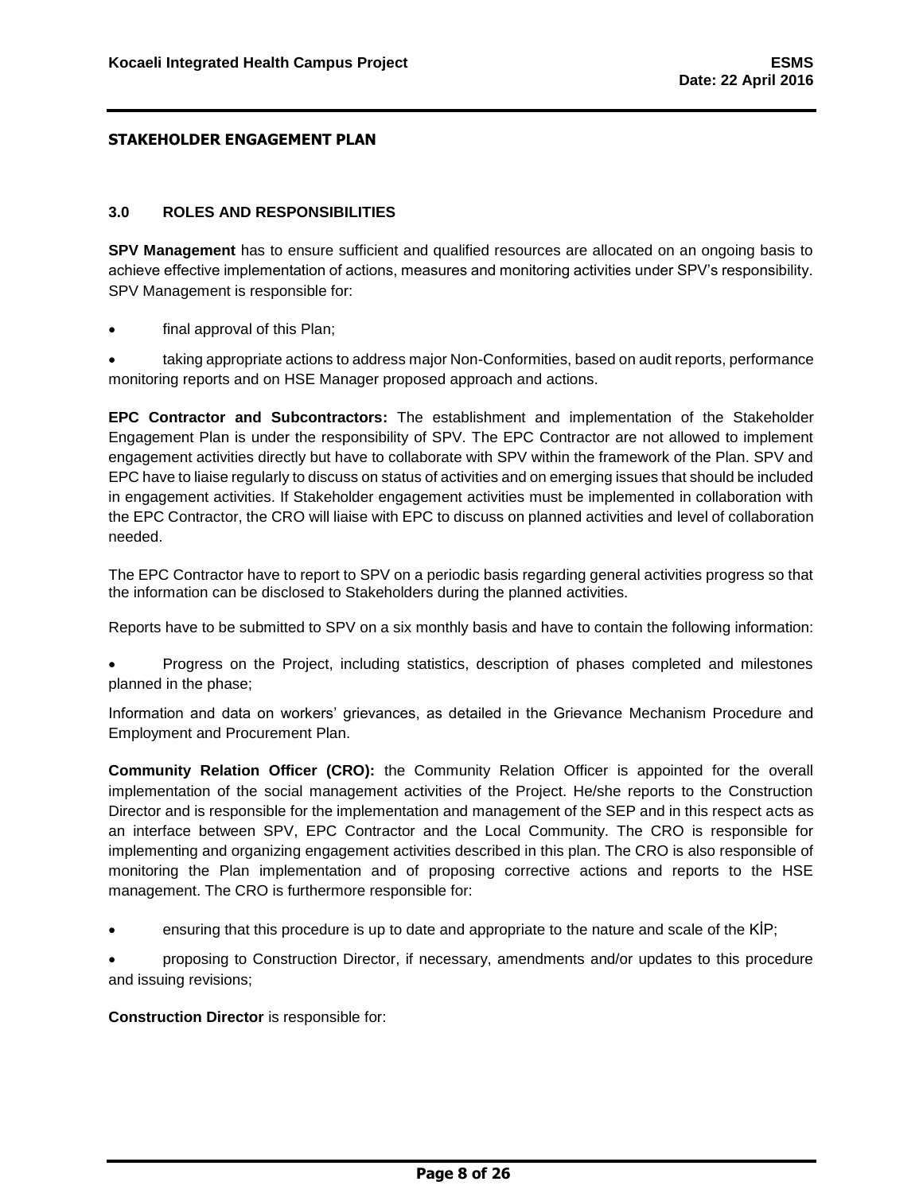**STAKEHOLDER ENGAGEMENT PLAN**

## 3.0 ROLES AND RESPONSIBILITIES

**SPV Management** has to ensure sufficient and qualified resources are allocated on an ongoing basis to achieve effective implementation of actions, measures and monitoring activities under SPV's responsibility. SPV Management is responsible for:

- final approval of this Plan;
- taking appropriate actions to address major Non-Conformities, based on audit reports, performance monitoring reports and on HSE Manager proposed approach and actions.

**EPC Contractor and Subcontractors:** The establishment and implementation of the Stakeholder Engagement Plan is under the responsibility of SPV. The EPC Contractor are not allowed to implement engagement activities directly but have to collaborate with SPV within the framework of the Plan. SPV and EPC have to liaise regularly to discuss on status of activities and on emerging issues that should be included in engagement activities. If Stakeholder engagement activities must be implemented in collaboration with the EPC Contractor, the CRO will liaise with EPC to discuss on planned activities and level of collaboration needed.

The EPC Contractor have to report to SPV on a periodic basis regarding general activities progress so that the information can be disclosed to Stakeholders during the planned activities.

Reports have to be submitted to SPV on a six monthly basis and have to contain the following information:

- Progress on the Project, including statistics, description of phases completed and milestones planned in the phase;

Information and data on workers' grievances, as detailed in the Grievance Mechanism Procedure and Employment and Procurement Plan.

**Community Relation Officer (CRO):** the Community Relation Officer is appointed for the overall implementation of the social management activities of the Project. He/she reports to the Construction Director and is responsible for the implementation and management of the SEP and in this respect acts as an interface between SPV, EPC Contractor and the Local Community. The CRO is responsible for implementing and organizing engagement activities described in this plan. The CRO is also responsible of monitoring the Plan implementation and of proposing corrective actions and reports to the HSE management. The CRO is furthermore responsible for:

- ensuring that this procedure is up to date and appropriate to the nature and scale of the KİP;
- proposing to Construction Director, if necessary, amendments and/or updates to this procedure and issuing revisions;

**Construction Director** is responsible for: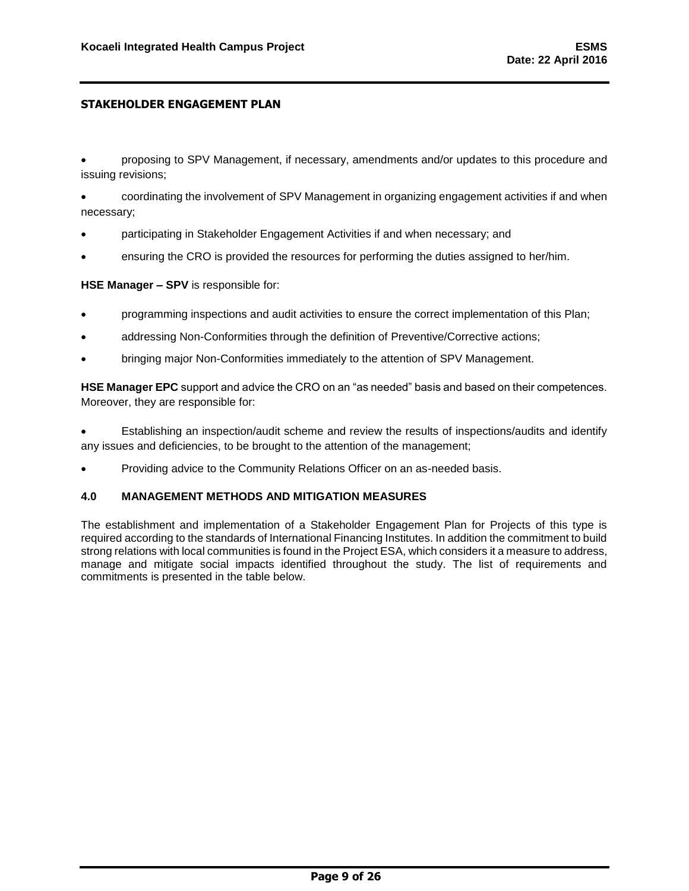- proposing to SPV Management, if necessary, amendments and/or updates to this procedure and issuing revisions;
- coordinating the involvement of SPV Management in organizing engagement activities if and when necessary;
- participating in Stakeholder Engagement Activities if and when necessary; and
- ensuring the CRO is provided the resources for performing the duties assigned to her/him.

**HSE Manager – SPV** is responsible for:

- programming inspections and audit activities to ensure the correct implementation of this Plan;
- addressing Non-Conformities through the definition of Preventive/Corrective actions;
- bringing major Non-Conformities immediately to the attention of SPV Management.

**HSE Manager EPC** support and advice the CRO on an "as needed" basis and based on their competences. Moreover, they are responsible for:

- Establishing an inspection/audit scheme and review the results of inspections/audits and identify any issues and deficiencies, to be brought to the attention of the management;
- Providing advice to the Community Relations Officer on an as-needed basis.

## 4.0 MANAGEMENT METHODS AND MITIGATION MEASURES

The establishment and implementation of a Stakeholder Engagement Plan for Projects of this type is required according to the standards of International Financing Institutes. In addition the commitment to build strong relations with local communities is found in the Project ESA, which considers it a measure to address, manage and mitigate social impacts identified throughout the study. The list of requirements and commitments is presented in the table below.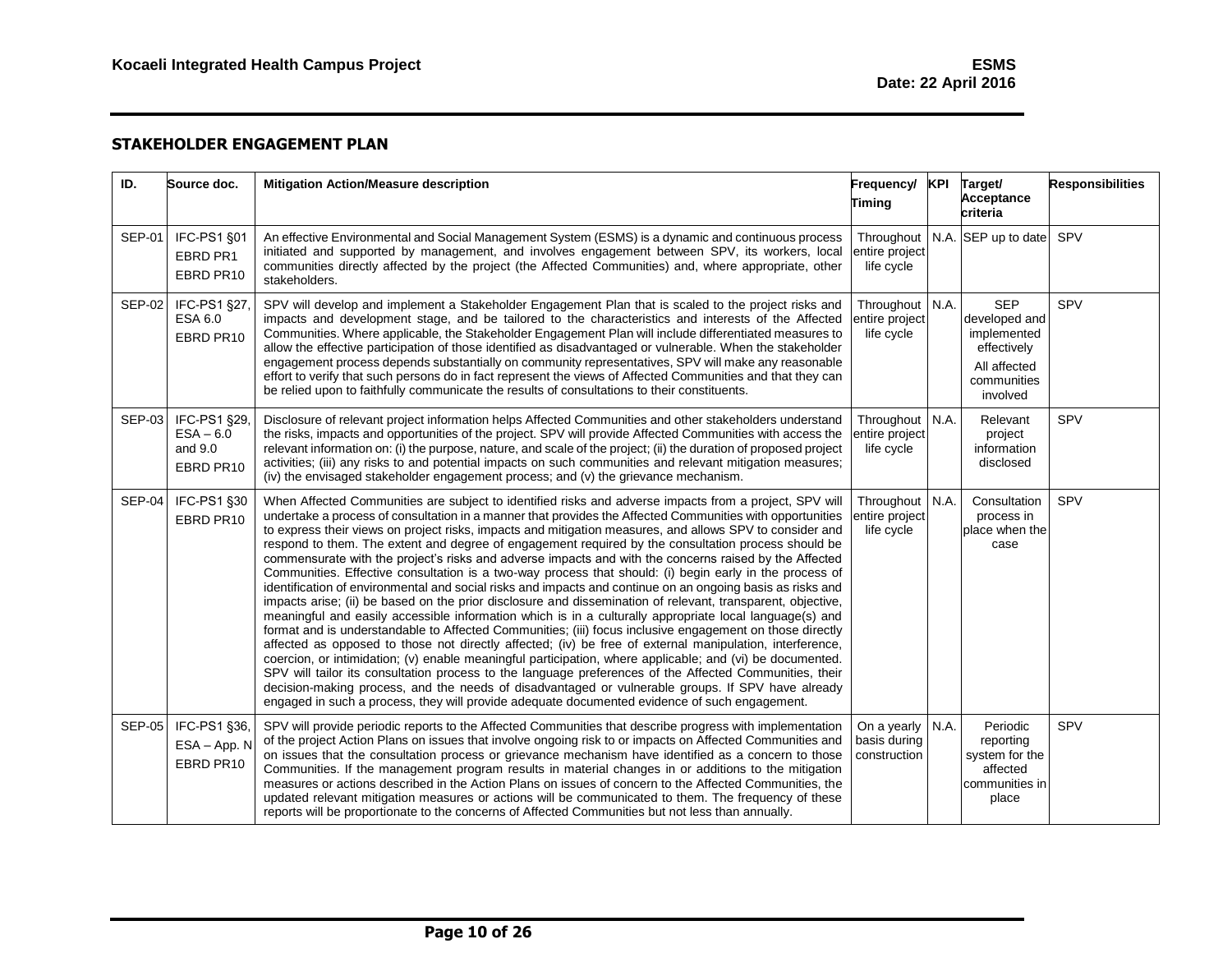## STAKEHOLDER ENGAGEMENT PLAN

| ID. | Source doc. | Mitigation Action/Measure description | Frequency/ Timing | KPI | Target/ Acceptance criteria | Responsibilities |
|---|---|---|---|---|---|---|
| SEP-01 | IFC-PS1 §01 EBRD PR1 EBRD PR10 | An effective Environmental and Social Management System (ESMS) is a dynamic and continuous process initiated and supported by management, and involves engagement between SPV, its workers, local communities directly affected by the project (the Affected Communities) and, where appropriate, other stakeholders. | Throughout entire project life cycle | N.A. | SEP up to date | SPV |
| SEP-02 | IFC-PS1 §27, ESA 6.0 EBRD PR10 | SPV will develop and implement a Stakeholder Engagement Plan that is scaled to the project risks and impacts and development stage, and be tailored to the characteristics and interests of the Affected Communities. Where applicable, the Stakeholder Engagement Plan will include differentiated measures to allow the effective participation of those identified as disadvantaged or vulnerable. When the stakeholder engagement process depends substantially on community representatives, SPV will make any reasonable effort to verify that such persons do in fact represent the views of Affected Communities and that they can be relied upon to faithfully communicate the results of consultations to their constituents. | Throughout entire project life cycle | N.A. | SEP developed and implemented effectively<br>All affected communities involved | SPV |
| SEP-03 | IFC-PS1 §29, ESA – 6.0 and 9.0 EBRD PR10 | Disclosure of relevant project information helps Affected Communities and other stakeholders understand the risks, impacts and opportunities of the project. SPV will provide Affected Communities with access the relevant information on: (i) the purpose, nature, and scale of the project; (ii) the duration of proposed project activities; (iii) any risks to and potential impacts on such communities and relevant mitigation measures; (iv) the envisaged stakeholder engagement process; and (v) the grievance mechanism. | Throughout entire project life cycle | N.A. | Relevant project information disclosed | SPV |
| SEP-04 | IFC-PS1 §30 EBRD PR10 | When Affected Communities are subject to identified risks and adverse impacts from a project, SPV will undertake a process of consultation in a manner that provides the Affected Communities with opportunities to express their views on project risks, impacts and mitigation measures, and allows SPV to consider and respond to them. The extent and degree of engagement required by the consultation process should be commensurate with the project's risks and adverse impacts and with the concerns raised by the Affected Communities. Effective consultation is a two-way process that should: (i) begin early in the process of identification of environmental and social risks and impacts and continue on an ongoing basis as risks and impacts arise; (ii) be based on the prior disclosure and dissemination of relevant, transparent, objective, meaningful and easily accessible information which is in a culturally appropriate local language(s) and format and is understandable to Affected Communities; (iii) focus inclusive engagement on those directly affected as opposed to those not directly affected; (iv) be free of external manipulation, interference, coercion, or intimidation; (v) enable meaningful participation, where applicable; and (vi) be documented. SPV will tailor its consultation process to the language preferences of the Affected Communities, their decision-making process, and the needs of disadvantaged or vulnerable groups. If SPV have already engaged in such a process, they will provide adequate documented evidence of such engagement. | Throughout entire project life cycle | N.A. | Consultation process in place when the case | SPV |
| SEP-05 | IFC-PS1 §36, ESA – App. N EBRD PR10 | SPV will provide periodic reports to the Affected Communities that describe progress with implementation of the project Action Plans on issues that involve ongoing risk to or impacts on Affected Communities and on issues that the consultation process or grievance mechanism have identified as a concern to those Communities. If the management program results in material changes in or additions to the mitigation measures or actions described in the Action Plans on issues of concern to the Affected Communities, the updated relevant mitigation measures or actions will be communicated to them. The frequency of these reports will be proportionate to the concerns of Affected Communities but not less than annually. | On a yearly basis during construction | N.A. | Periodic reporting system for the affected communities in place | SPV |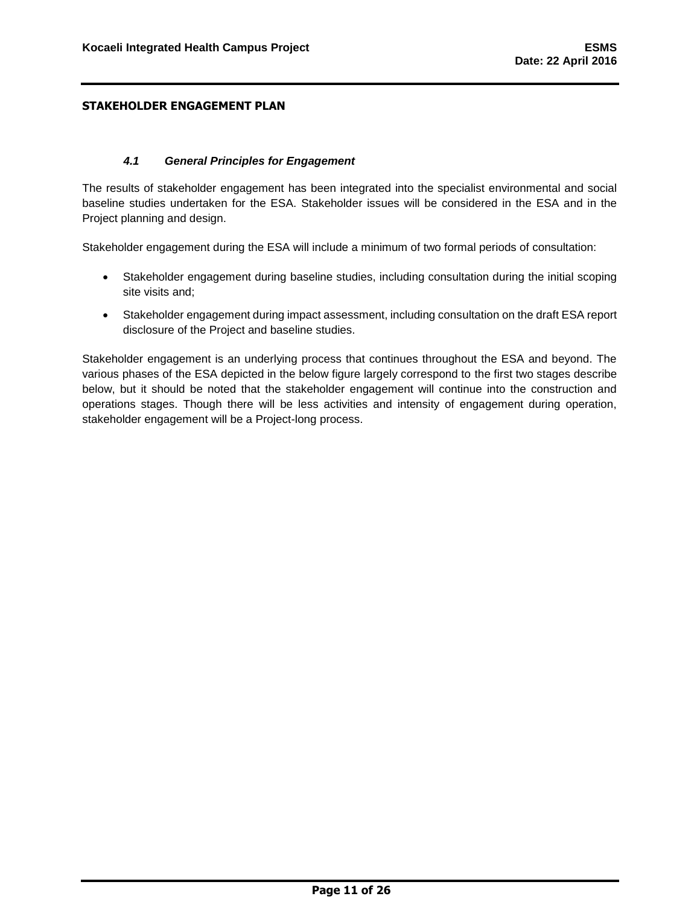**STAKEHOLDER ENGAGEMENT PLAN**

### *4.1 General Principles for Engagement*

The results of stakeholder engagement has been integrated into the specialist environmental and social baseline studies undertaken for the ESA. Stakeholder issues will be considered in the ESA and in the Project planning and design.

Stakeholder engagement during the ESA will include a minimum of two formal periods of consultation:

- Stakeholder engagement during baseline studies, including consultation during the initial scoping site visits and;
- Stakeholder engagement during impact assessment, including consultation on the draft ESA report disclosure of the Project and baseline studies.

Stakeholder engagement is an underlying process that continues throughout the ESA and beyond. The various phases of the ESA depicted in the below figure largely correspond to the first two stages describe below, but it should be noted that the stakeholder engagement will continue into the construction and operations stages. Though there will be less activities and intensity of engagement during operation, stakeholder engagement will be a Project-long process.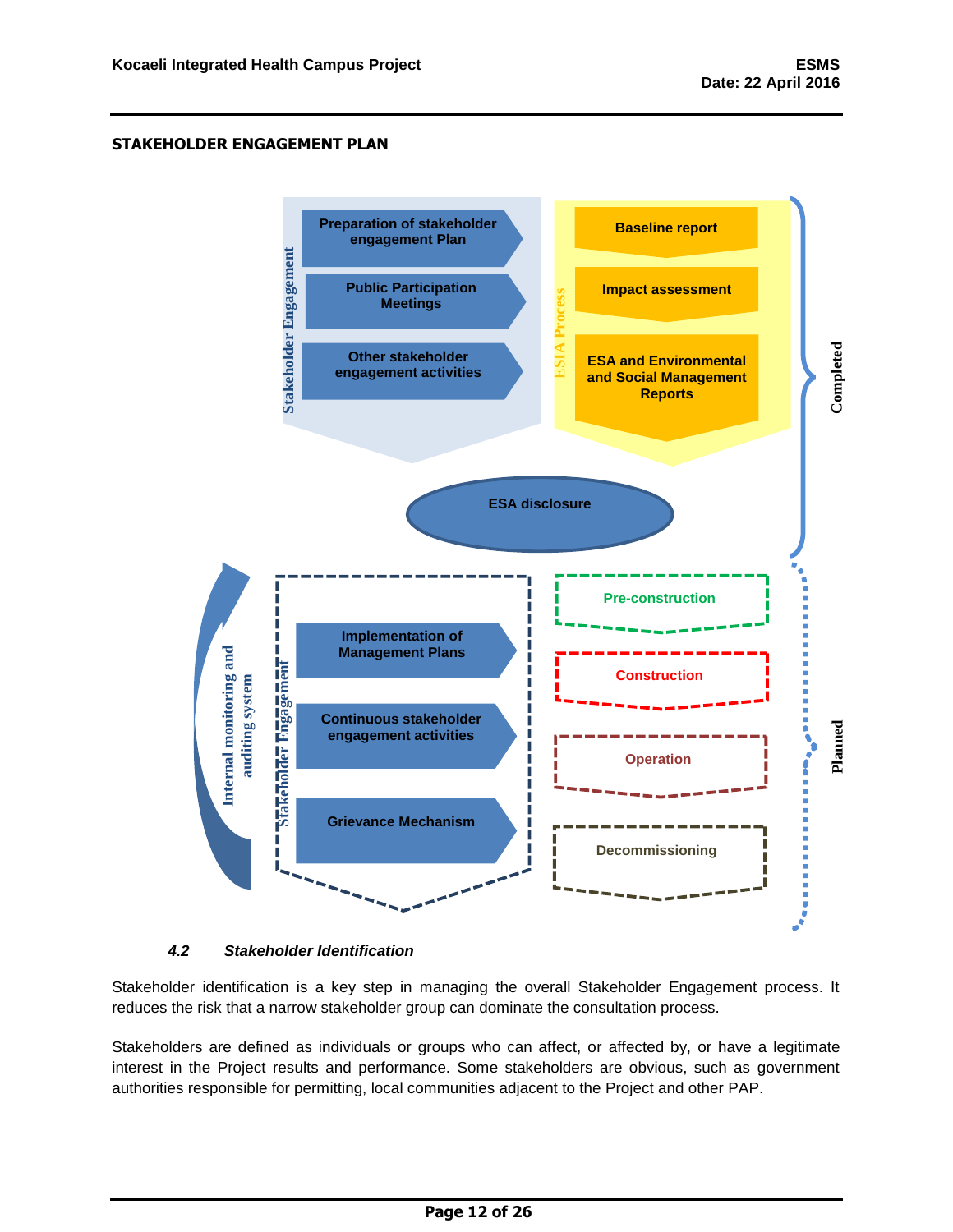**STAKEHOLDER ENGAGEMENT PLAN**

Stakeholder Engagement

- Preparation of stakeholder engagement Plan
- Public Participation Meetings
- Other stakeholder engagement activities

ESIA Process

- Baseline report
- Impact assessment
- ESA and Environmental and Social Management Reports

Completed

ESA disclosure

Internal monitoring and auditing system

Stakeholder Engagement

- Implementation of Management Plans
- Continuous stakeholder engagement activities
- Grievance Mechanism

- Pre-construction
- Construction
- Operation
- Decommissioning

Planned

### *4.2 Stakeholder Identification*

Stakeholder identification is a key step in managing the overall Stakeholder Engagement process. It reduces the risk that a narrow stakeholder group can dominate the consultation process.

Stakeholders are defined as individuals or groups who can affect, or affected by, or have a legitimate interest in the Project results and performance. Some stakeholders are obvious, such as government authorities responsible for permitting, local communities adjacent to the Project and other PAP.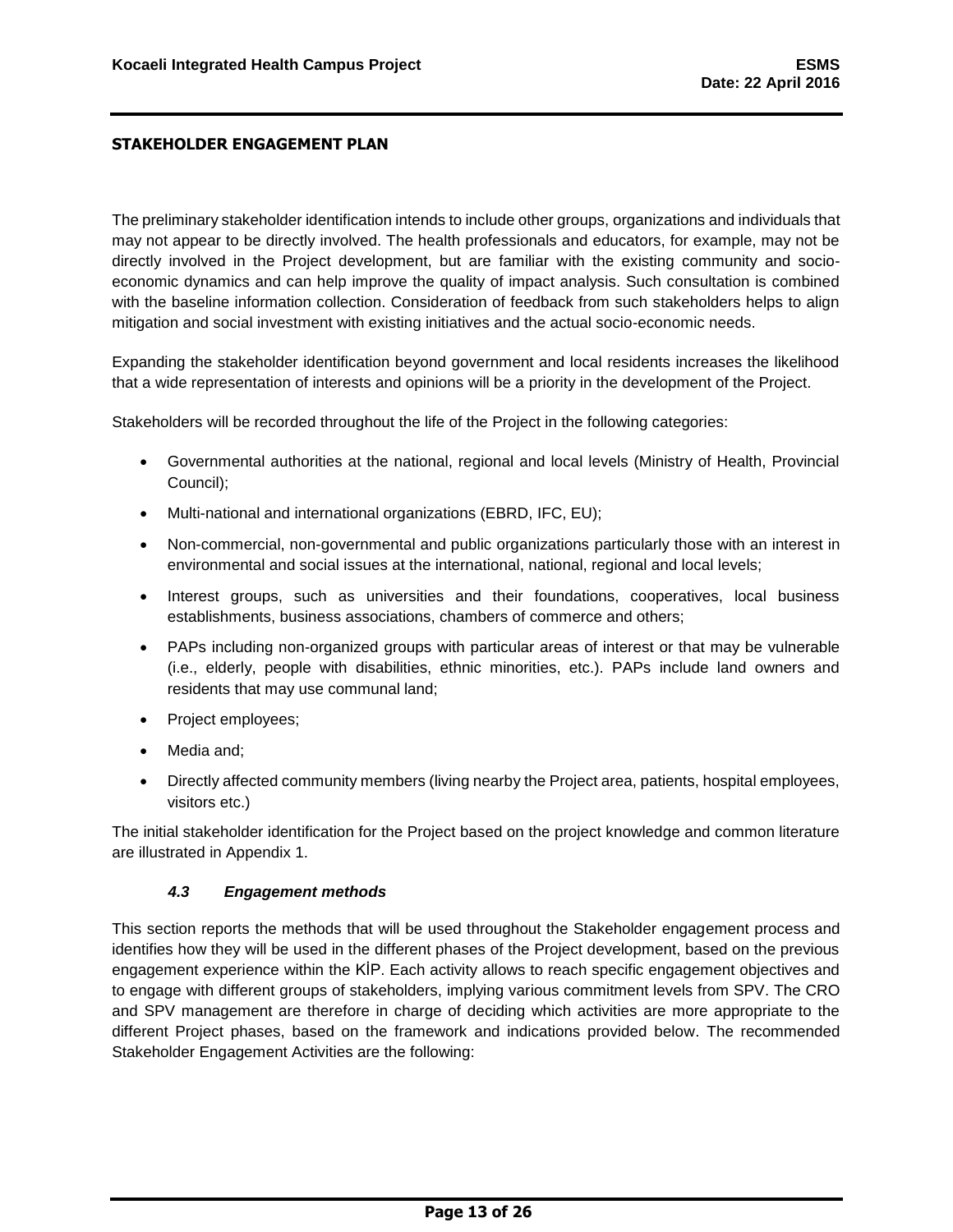The preliminary stakeholder identification intends to include other groups, organizations and individuals that may not appear to be directly involved. The health professionals and educators, for example, may not be directly involved in the Project development, but are familiar with the existing community and socio-economic dynamics and can help improve the quality of impact analysis. Such consultation is combined with the baseline information collection. Consideration of feedback from such stakeholders helps to align mitigation and social investment with existing initiatives and the actual socio-economic needs.

Expanding the stakeholder identification beyond government and local residents increases the likelihood that a wide representation of interests and opinions will be a priority in the development of the Project.

Stakeholders will be recorded throughout the life of the Project in the following categories:

- Governmental authorities at the national, regional and local levels (Ministry of Health, Provincial Council);
- Multi-national and international organizations (EBRD, IFC, EU);
- Non-commercial, non-governmental and public organizations particularly those with an interest in environmental and social issues at the international, national, regional and local levels;
- Interest groups, such as universities and their foundations, cooperatives, local business establishments, business associations, chambers of commerce and others;
- PAPs including non-organized groups with particular areas of interest or that may be vulnerable (i.e., elderly, people with disabilities, ethnic minorities, etc.). PAPs include land owners and residents that may use communal land;
- Project employees;
- Media and;
- Directly affected community members (living nearby the Project area, patients, hospital employees, visitors etc.)

The initial stakeholder identification for the Project based on the project knowledge and common literature are illustrated in Appendix 1.

### *4.3 Engagement methods*

This section reports the methods that will be used throughout the Stakeholder engagement process and identifies how they will be used in the different phases of the Project development, based on the previous engagement experience within the KİP. Each activity allows to reach specific engagement objectives and to engage with different groups of stakeholders, implying various commitment levels from SPV. The CRO and SPV management are therefore in charge of deciding which activities are more appropriate to the different Project phases, based on the framework and indications provided below. The recommended Stakeholder Engagement Activities are the following: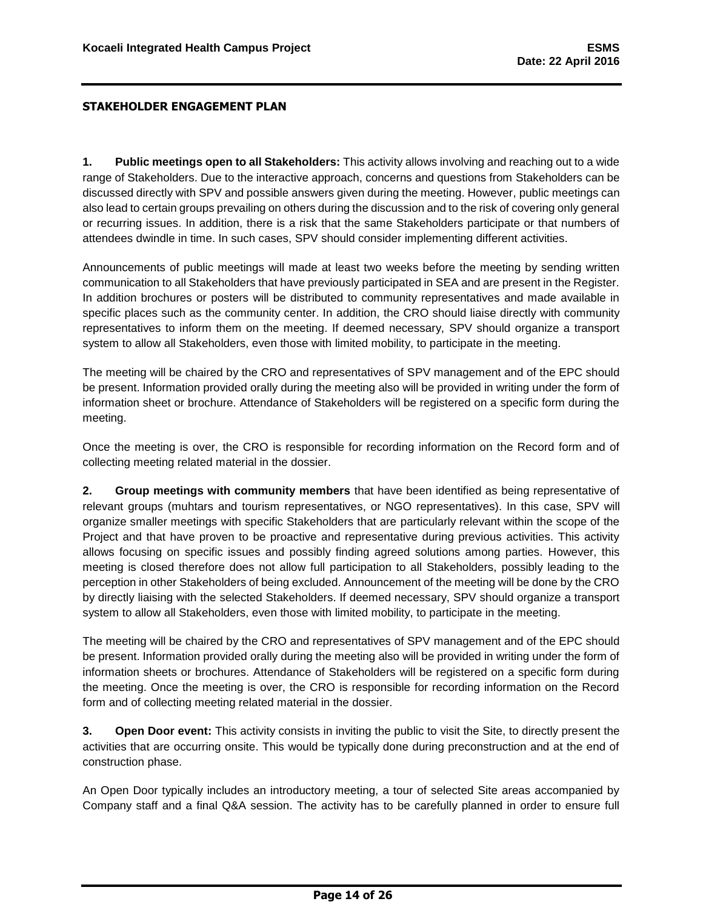**STAKEHOLDER ENGAGEMENT PLAN**

**1. Public meetings open to all Stakeholders:** This activity allows involving and reaching out to a wide range of Stakeholders. Due to the interactive approach, concerns and questions from Stakeholders can be discussed directly with SPV and possible answers given during the meeting. However, public meetings can also lead to certain groups prevailing on others during the discussion and to the risk of covering only general or recurring issues. In addition, there is a risk that the same Stakeholders participate or that numbers of attendees dwindle in time. In such cases, SPV should consider implementing different activities.

Announcements of public meetings will made at least two weeks before the meeting by sending written communication to all Stakeholders that have previously participated in SEA and are present in the Register. In addition brochures or posters will be distributed to community representatives and made available in specific places such as the community center. In addition, the CRO should liaise directly with community representatives to inform them on the meeting. If deemed necessary, SPV should organize a transport system to allow all Stakeholders, even those with limited mobility, to participate in the meeting.

The meeting will be chaired by the CRO and representatives of SPV management and of the EPC should be present. Information provided orally during the meeting also will be provided in writing under the form of information sheet or brochure. Attendance of Stakeholders will be registered on a specific form during the meeting.

Once the meeting is over, the CRO is responsible for recording information on the Record form and of collecting meeting related material in the dossier.

**2. Group meetings with community members** that have been identified as being representative of relevant groups (muhtars and tourism representatives, or NGO representatives). In this case, SPV will organize smaller meetings with specific Stakeholders that are particularly relevant within the scope of the Project and that have proven to be proactive and representative during previous activities. This activity allows focusing on specific issues and possibly finding agreed solutions among parties. However, this meeting is closed therefore does not allow full participation to all Stakeholders, possibly leading to the perception in other Stakeholders of being excluded. Announcement of the meeting will be done by the CRO by directly liaising with the selected Stakeholders. If deemed necessary, SPV should organize a transport system to allow all Stakeholders, even those with limited mobility, to participate in the meeting.

The meeting will be chaired by the CRO and representatives of SPV management and of the EPC should be present. Information provided orally during the meeting also will be provided in writing under the form of information sheets or brochures. Attendance of Stakeholders will be registered on a specific form during the meeting. Once the meeting is over, the CRO is responsible for recording information on the Record form and of collecting meeting related material in the dossier.

**3. Open Door event:** This activity consists in inviting the public to visit the Site, to directly present the activities that are occurring onsite. This would be typically done during preconstruction and at the end of construction phase.

An Open Door typically includes an introductory meeting, a tour of selected Site areas accompanied by Company staff and a final Q&A session. The activity has to be carefully planned in order to ensure full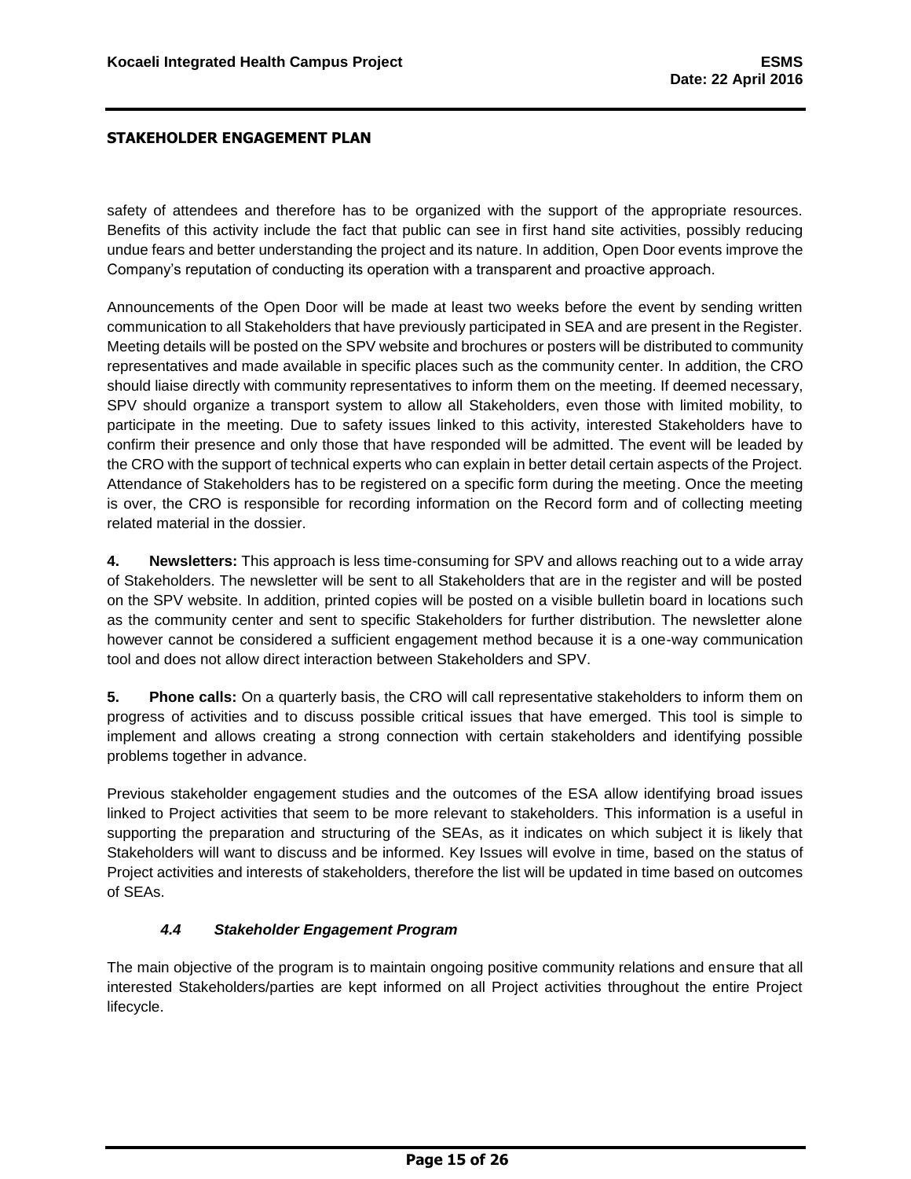safety of attendees and therefore has to be organized with the support of the appropriate resources. Benefits of this activity include the fact that public can see in first hand site activities, possibly reducing undue fears and better understanding the project and its nature. In addition, Open Door events improve the Company's reputation of conducting its operation with a transparent and proactive approach.

Announcements of the Open Door will be made at least two weeks before the event by sending written communication to all Stakeholders that have previously participated in SEA and are present in the Register. Meeting details will be posted on the SPV website and brochures or posters will be distributed to community representatives and made available in specific places such as the community center. In addition, the CRO should liaise directly with community representatives to inform them on the meeting. If deemed necessary, SPV should organize a transport system to allow all Stakeholders, even those with limited mobility, to participate in the meeting. Due to safety issues linked to this activity, interested Stakeholders have to confirm their presence and only those that have responded will be admitted. The event will be leaded by the CRO with the support of technical experts who can explain in better detail certain aspects of the Project. Attendance of Stakeholders has to be registered on a specific form during the meeting. Once the meeting is over, the CRO is responsible for recording information on the Record form and of collecting meeting related material in the dossier.

**4. Newsletters:** This approach is less time-consuming for SPV and allows reaching out to a wide array of Stakeholders. The newsletter will be sent to all Stakeholders that are in the register and will be posted on the SPV website. In addition, printed copies will be posted on a visible bulletin board in locations such as the community center and sent to specific Stakeholders for further distribution. The newsletter alone however cannot be considered a sufficient engagement method because it is a one-way communication tool and does not allow direct interaction between Stakeholders and SPV.

**5. Phone calls:** On a quarterly basis, the CRO will call representative stakeholders to inform them on progress of activities and to discuss possible critical issues that have emerged. This tool is simple to implement and allows creating a strong connection with certain stakeholders and identifying possible problems together in advance.

Previous stakeholder engagement studies and the outcomes of the ESA allow identifying broad issues linked to Project activities that seem to be more relevant to stakeholders. This information is a useful in supporting the preparation and structuring of the SEAs, as it indicates on which subject it is likely that Stakeholders will want to discuss and be informed. Key Issues will evolve in time, based on the status of Project activities and interests of stakeholders, therefore the list will be updated in time based on outcomes of SEAs.

### *4.4 Stakeholder Engagement Program*

The main objective of the program is to maintain ongoing positive community relations and ensure that all interested Stakeholders/parties are kept informed on all Project activities throughout the entire Project lifecycle.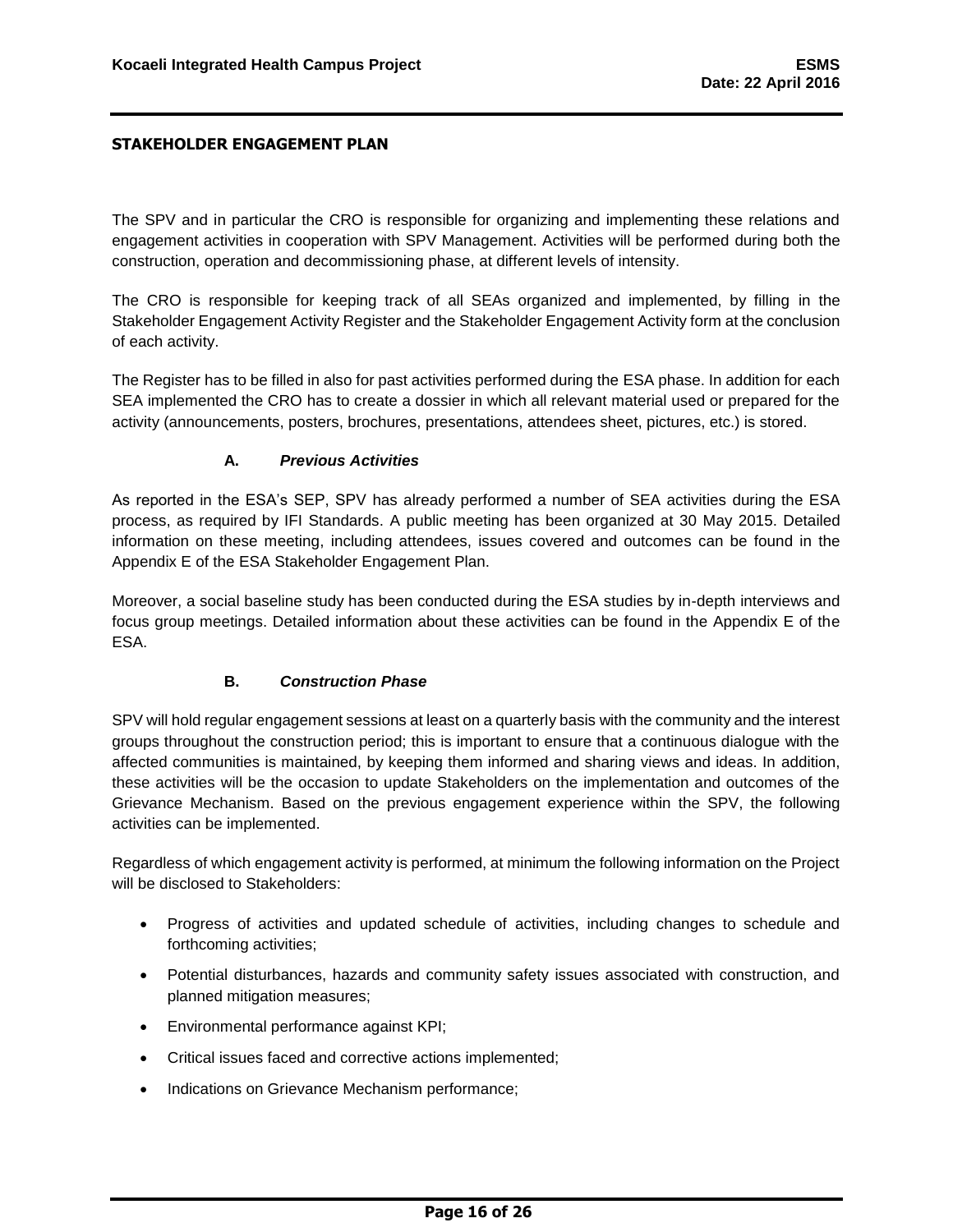## STAKEHOLDER ENGAGEMENT PLAN

The SPV and in particular the CRO is responsible for organizing and implementing these relations and engagement activities in cooperation with SPV Management. Activities will be performed during both the construction, operation and decommissioning phase, at different levels of intensity.

The CRO is responsible for keeping track of all SEAs organized and implemented, by filling in the Stakeholder Engagement Activity Register and the Stakeholder Engagement Activity form at the conclusion of each activity.

The Register has to be filled in also for past activities performed during the ESA phase. In addition for each SEA implemented the CRO has to create a dossier in which all relevant material used or prepared for the activity (announcements, posters, brochures, presentations, attendees sheet, pictures, etc.) is stored.

### A. *Previous Activities*

As reported in the ESA's SEP, SPV has already performed a number of SEA activities during the ESA process, as required by IFI Standards. A public meeting has been organized at 30 May 2015. Detailed information on these meeting, including attendees, issues covered and outcomes can be found in the Appendix E of the ESA Stakeholder Engagement Plan.

Moreover, a social baseline study has been conducted during the ESA studies by in-depth interviews and focus group meetings. Detailed information about these activities can be found in the Appendix E of the ESA.

### B. *Construction Phase*

SPV will hold regular engagement sessions at least on a quarterly basis with the community and the interest groups throughout the construction period; this is important to ensure that a continuous dialogue with the affected communities is maintained, by keeping them informed and sharing views and ideas. In addition, these activities will be the occasion to update Stakeholders on the implementation and outcomes of the Grievance Mechanism. Based on the previous engagement experience within the SPV, the following activities can be implemented.

Regardless of which engagement activity is performed, at minimum the following information on the Project will be disclosed to Stakeholders:

- Progress of activities and updated schedule of activities, including changes to schedule and forthcoming activities;
- Potential disturbances, hazards and community safety issues associated with construction, and planned mitigation measures;
- Environmental performance against KPI;
- Critical issues faced and corrective actions implemented;
- Indications on Grievance Mechanism performance;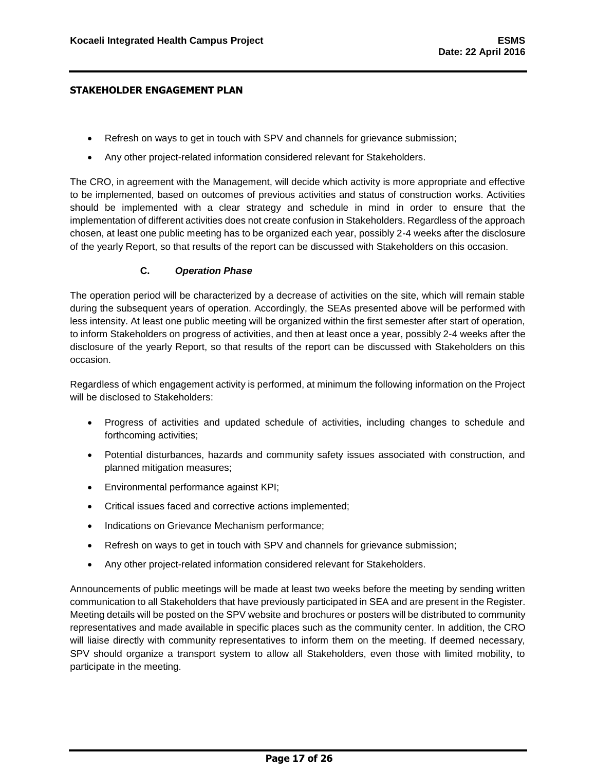- Refresh on ways to get in touch with SPV and channels for grievance submission;
- Any other project-related information considered relevant for Stakeholders.

The CRO, in agreement with the Management, will decide which activity is more appropriate and effective to be implemented, based on outcomes of previous activities and status of construction works. Activities should be implemented with a clear strategy and schedule in mind in order to ensure that the implementation of different activities does not create confusion in Stakeholders. Regardless of the approach chosen, at least one public meeting has to be organized each year, possibly 2-4 weeks after the disclosure of the yearly Report, so that results of the report can be discussed with Stakeholders on this occasion.

#### C. *Operation Phase*

The operation period will be characterized by a decrease of activities on the site, which will remain stable during the subsequent years of operation. Accordingly, the SEAs presented above will be performed with less intensity. At least one public meeting will be organized within the first semester after start of operation, to inform Stakeholders on progress of activities, and then at least once a year, possibly 2-4 weeks after the disclosure of the yearly Report, so that results of the report can be discussed with Stakeholders on this occasion.

Regardless of which engagement activity is performed, at minimum the following information on the Project will be disclosed to Stakeholders:

- Progress of activities and updated schedule of activities, including changes to schedule and forthcoming activities;
- Potential disturbances, hazards and community safety issues associated with construction, and planned mitigation measures;
- Environmental performance against KPI;
- Critical issues faced and corrective actions implemented;
- Indications on Grievance Mechanism performance;
- Refresh on ways to get in touch with SPV and channels for grievance submission;
- Any other project-related information considered relevant for Stakeholders.

Announcements of public meetings will be made at least two weeks before the meeting by sending written communication to all Stakeholders that have previously participated in SEA and are present in the Register. Meeting details will be posted on the SPV website and brochures or posters will be distributed to community representatives and made available in specific places such as the community center. In addition, the CRO will liaise directly with community representatives to inform them on the meeting. If deemed necessary, SPV should organize a transport system to allow all Stakeholders, even those with limited mobility, to participate in the meeting.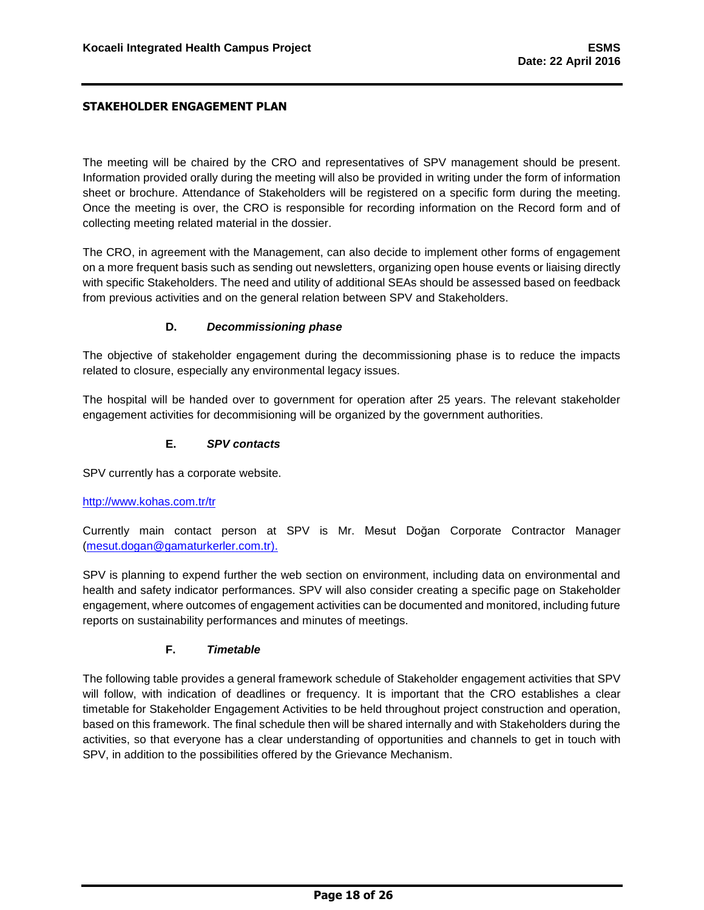The meeting will be chaired by the CRO and representatives of SPV management should be present. Information provided orally during the meeting will also be provided in writing under the form of information sheet or brochure. Attendance of Stakeholders will be registered on a specific form during the meeting. Once the meeting is over, the CRO is responsible for recording information on the Record form and of collecting meeting related material in the dossier.

The CRO, in agreement with the Management, can also decide to implement other forms of engagement on a more frequent basis such as sending out newsletters, organizing open house events or liaising directly with specific Stakeholders. The need and utility of additional SEAs should be assessed based on feedback from previous activities and on the general relation between SPV and Stakeholders.

### D. *Decommissioning phase*

The objective of stakeholder engagement during the decommissioning phase is to reduce the impacts related to closure, especially any environmental legacy issues.

The hospital will be handed over to government for operation after 25 years. The relevant stakeholder engagement activities for decommisioning will be organized by the government authorities.

### E. *SPV contacts*

SPV currently has a corporate website.

http://www.kohas.com.tr/tr

Currently main contact person at SPV is Mr. Mesut Doğan Corporate Contractor Manager (mesut.dogan@gamaturkerler.com.tr).

SPV is planning to expend further the web section on environment, including data on environmental and health and safety indicator performances. SPV will also consider creating a specific page on Stakeholder engagement, where outcomes of engagement activities can be documented and monitored, including future reports on sustainability performances and minutes of meetings.

### F. *Timetable*

The following table provides a general framework schedule of Stakeholder engagement activities that SPV will follow, with indication of deadlines or frequency. It is important that the CRO establishes a clear timetable for Stakeholder Engagement Activities to be held throughout project construction and operation, based on this framework. The final schedule then will be shared internally and with Stakeholders during the activities, so that everyone has a clear understanding of opportunities and channels to get in touch with SPV, in addition to the possibilities offered by the Grievance Mechanism.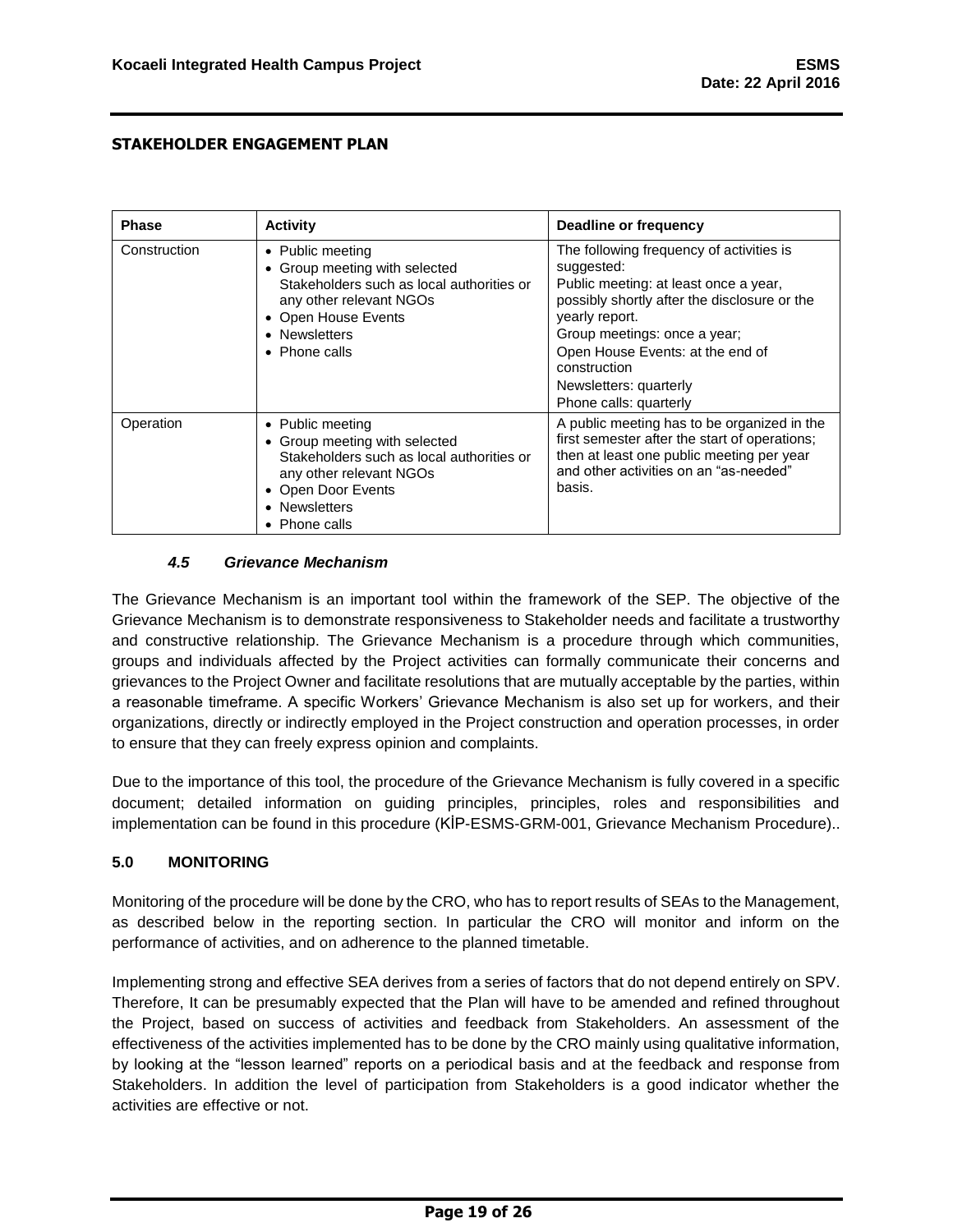**STAKEHOLDER ENGAGEMENT PLAN**

| Phase | Activity | Deadline or frequency |
|---|---|---|
| Construction | • Public meeting<br>• Group meeting with selected Stakeholders such as local authorities or any other relevant NGOs<br>• Open House Events<br>• Newsletters<br>• Phone calls | The following frequency of activities is suggested:<br>Public meeting: at least once a year, possibly shortly after the disclosure or the yearly report.<br>Group meetings: once a year;<br>Open House Events: at the end of construction<br>Newsletters: quarterly<br>Phone calls: quarterly |
| Operation | • Public meeting<br>• Group meeting with selected Stakeholders such as local authorities or any other relevant NGOs<br>• Open Door Events<br>• Newsletters<br>• Phone calls | A public meeting has to be organized in the first semester after the start of operations; then at least one public meeting per year and other activities on an "as-needed" basis. |

### *4.5 Grievance Mechanism*

The Grievance Mechanism is an important tool within the framework of the SEP. The objective of the Grievance Mechanism is to demonstrate responsiveness to Stakeholder needs and facilitate a trustworthy and constructive relationship. The Grievance Mechanism is a procedure through which communities, groups and individuals affected by the Project activities can formally communicate their concerns and grievances to the Project Owner and facilitate resolutions that are mutually acceptable by the parties, within a reasonable timeframe. A specific Workers' Grievance Mechanism is also set up for workers, and their organizations, directly or indirectly employed in the Project construction and operation processes, in order to ensure that they can freely express opinion and complaints.

Due to the importance of this tool, the procedure of the Grievance Mechanism is fully covered in a specific document; detailed information on guiding principles, principles, roles and responsibilities and implementation can be found in this procedure (KİP-ESMS-GRM-001, Grievance Mechanism Procedure)..

## 5.0 MONITORING

Monitoring of the procedure will be done by the CRO, who has to report results of SEAs to the Management, as described below in the reporting section. In particular the CRO will monitor and inform on the performance of activities, and on adherence to the planned timetable.

Implementing strong and effective SEA derives from a series of factors that do not depend entirely on SPV. Therefore, It can be presumably expected that the Plan will have to be amended and refined throughout the Project, based on success of activities and feedback from Stakeholders. An assessment of the effectiveness of the activities implemented has to be done by the CRO mainly using qualitative information, by looking at the "lesson learned" reports on a periodical basis and at the feedback and response from Stakeholders. In addition the level of participation from Stakeholders is a good indicator whether the activities are effective or not.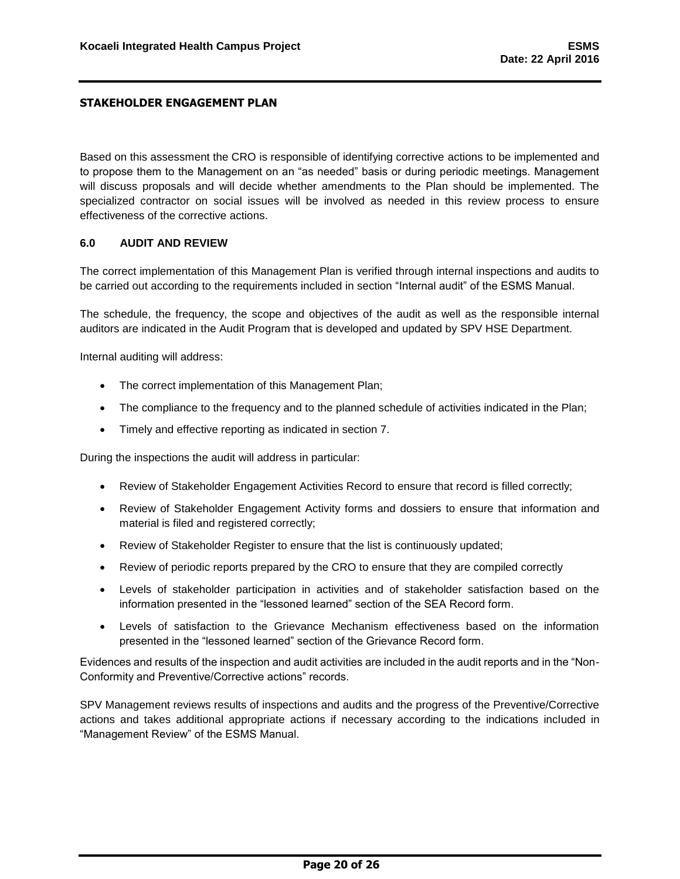Based on this assessment the CRO is responsible of identifying corrective actions to be implemented and to propose them to the Management on an "as needed" basis or during periodic meetings. Management will discuss proposals and will decide whether amendments to the Plan should be implemented. The specialized contractor on social issues will be involved as needed in this review process to ensure effectiveness of the corrective actions.

## 6.0 AUDIT AND REVIEW

The correct implementation of this Management Plan is verified through internal inspections and audits to be carried out according to the requirements included in section "Internal audit" of the ESMS Manual.

The schedule, the frequency, the scope and objectives of the audit as well as the responsible internal auditors are indicated in the Audit Program that is developed and updated by SPV HSE Department.

Internal auditing will address:

- The correct implementation of this Management Plan;
- The compliance to the frequency and to the planned schedule of activities indicated in the Plan;
- Timely and effective reporting as indicated in section 7.

During the inspections the audit will address in particular:

- Review of Stakeholder Engagement Activities Record to ensure that record is filled correctly;
- Review of Stakeholder Engagement Activity forms and dossiers to ensure that information and material is filed and registered correctly;
- Review of Stakeholder Register to ensure that the list is continuously updated;
- Review of periodic reports prepared by the CRO to ensure that they are compiled correctly
- Levels of stakeholder participation in activities and of stakeholder satisfaction based on the information presented in the "lessoned learned" section of the SEA Record form.
- Levels of satisfaction to the Grievance Mechanism effectiveness based on the information presented in the "lessoned learned" section of the Grievance Record form.

Evidences and results of the inspection and audit activities are included in the audit reports and in the "Non-Conformity and Preventive/Corrective actions" records.

SPV Management reviews results of inspections and audits and the progress of the Preventive/Corrective actions and takes additional appropriate actions if necessary according to the indications included in "Management Review" of the ESMS Manual.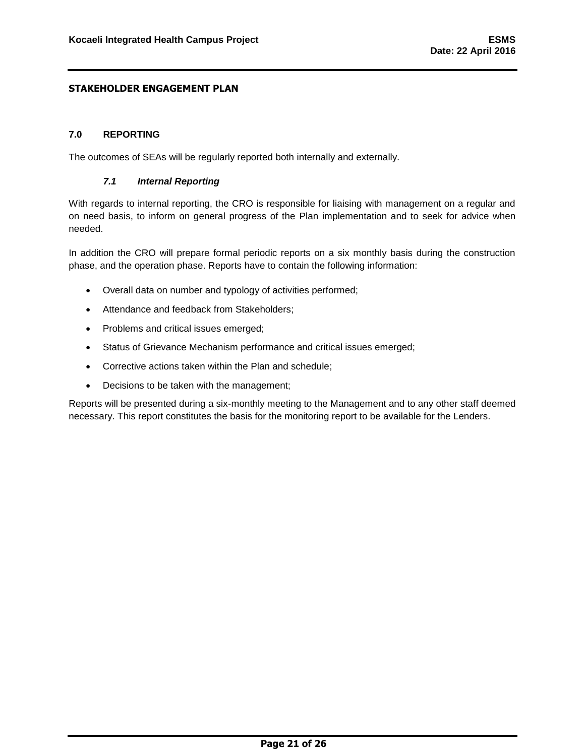## 7.0 REPORTING

The outcomes of SEAs will be regularly reported both internally and externally.

### *7.1 Internal Reporting*

With regards to internal reporting, the CRO is responsible for liaising with management on a regular and on need basis, to inform on general progress of the Plan implementation and to seek for advice when needed.

In addition the CRO will prepare formal periodic reports on a six monthly basis during the construction phase, and the operation phase. Reports have to contain the following information:

- Overall data on number and typology of activities performed;
- Attendance and feedback from Stakeholders;
- Problems and critical issues emerged;
- Status of Grievance Mechanism performance and critical issues emerged;
- Corrective actions taken within the Plan and schedule;
- Decisions to be taken with the management;

Reports will be presented during a six-monthly meeting to the Management and to any other staff deemed necessary. This report constitutes the basis for the monitoring report to be available for the Lenders.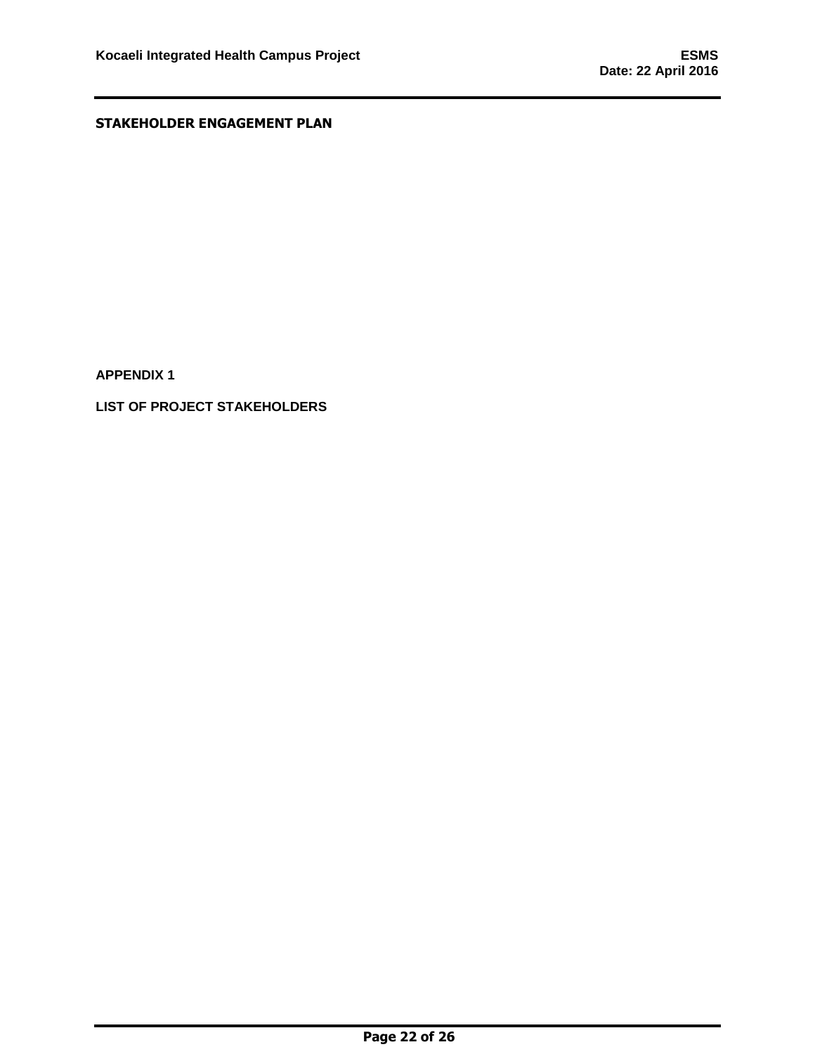# APPENDIX 1

## LIST OF PROJECT STAKEHOLDERS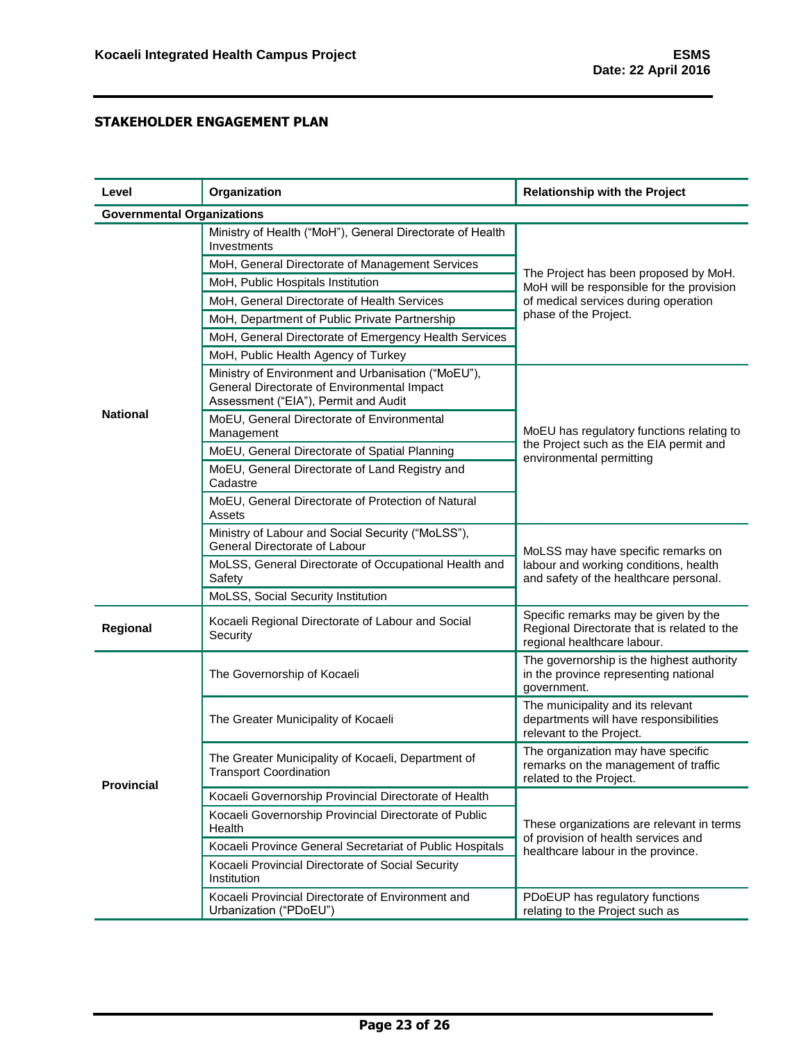## STAKEHOLDER ENGAGEMENT PLAN

| Level | Organization | Relationship with the Project |
|---|---|---|
| **Governmental Organizations** | | |
| National | Ministry of Health ("MoH"), General Directorate of Health Investments | The Project has been proposed by MoH. MoH will be responsible for the provision of medical services during operation phase of the Project. |
| | MoH, General Directorate of Management Services | |
| | MoH, Public Hospitals Institution | |
| | MoH, General Directorate of Health Services | |
| | MoH, Department of Public Private Partnership | |
| | MoH, General Directorate of Emergency Health Services | |
| | MoH, Public Health Agency of Turkey | |
| | Ministry of Environment and Urbanisation ("MoEU"), General Directorate of Environmental Impact Assessment ("EIA"), Permit and Audit | MoEU has regulatory functions relating to the Project such as the EIA permit and environmental permitting |
| | MoEU, General Directorate of Environmental Management | |
| | MoEU, General Directorate of Spatial Planning | |
| | MoEU, General Directorate of Land Registry and Cadastre | |
| | MoEU, General Directorate of Protection of Natural Assets | |
| | Ministry of Labour and Social Security ("MoLSS"), General Directorate of Labour | MoLSS may have specific remarks on labour and working conditions, health and safety of the healthcare personal. |
| | MoLSS, General Directorate of Occupational Health and Safety | |
| | MoLSS, Social Security Institution | |
| Regional | Kocaeli Regional Directorate of Labour and Social Security | Specific remarks may be given by the Regional Directorate that is related to the regional healthcare labour. |
| Provincial | The Governorship of Kocaeli | The governorship is the highest authority in the province representing national government. |
| | The Greater Municipality of Kocaeli | The municipality and its relevant departments will have responsibilities relevant to the Project. |
| | The Greater Municipality of Kocaeli, Department of Transport Coordination | The organization may have specific remarks on the management of traffic related to the Project. |
| | Kocaeli Governorship Provincial Directorate of Health | These organizations are relevant in terms of provision of health services and healthcare labour in the province. |
| | Kocaeli Governorship Provincial Directorate of Public Health | |
| | Kocaeli Province General Secretariat of Public Hospitals | |
| | Kocaeli Provincial Directorate of Social Security Institution | |
| | Kocaeli Provincial Directorate of Environment and Urbanization ("PDoEU") | PDoEUP has regulatory functions relating to the Project such as |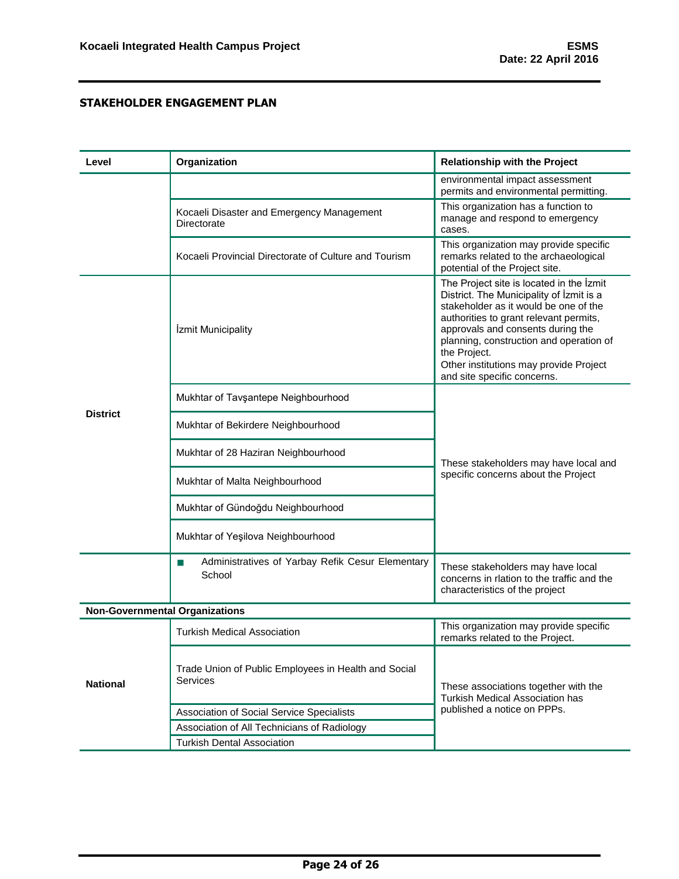**STAKEHOLDER ENGAGEMENT PLAN**

| Level | Organization | Relationship with the Project |
|---|---|---|
| | | environmental impact assessment permits and environmental permitting. |
| | Kocaeli Disaster and Emergency Management Directorate | This organization has a function to manage and respond to emergency cases. |
| | Kocaeli Provincial Directorate of Culture and Tourism | This organization may provide specific remarks related to the archaeological potential of the Project site. |
| District | İzmit Municipality | The Project site is located in the İzmit District. The Municipality of İzmit is a stakeholder as it would be one of the authorities to grant relevant permits, approvals and consents during the planning, construction and operation of the Project. Other institutions may provide Project and site specific concerns. |
| | Mukhtar of Tavşantepe Neighbourhood | These stakeholders may have local and specific concerns about the Project |
| | Mukhtar of Bekirdere Neighbourhood | |
| | Mukhtar of 28 Haziran Neighbourhood | |
| | Mukhtar of Malta Neighbourhood | |
| | Mukhtar of Gündoğdu Neighbourhood | |
| | Mukhtar of Yeşilova Neighbourhood | |
| | ▪ Administratives of Yarbay Refik Cesur Elementary School | These stakeholders may have local concerns in rlation to the traffic and the characteristics of the project |
| **Non-Governmental Organizations** | | |
| National | Turkish Medical Association | This organization may provide specific remarks related to the Project. |
| | Trade Union of Public Employees in Health and Social Services | These associations together with the Turkish Medical Association has published a notice on PPPs. |
| | Association of Social Service Specialists | |
| | Association of All Technicians of Radiology | |
| | Turkish Dental Association | |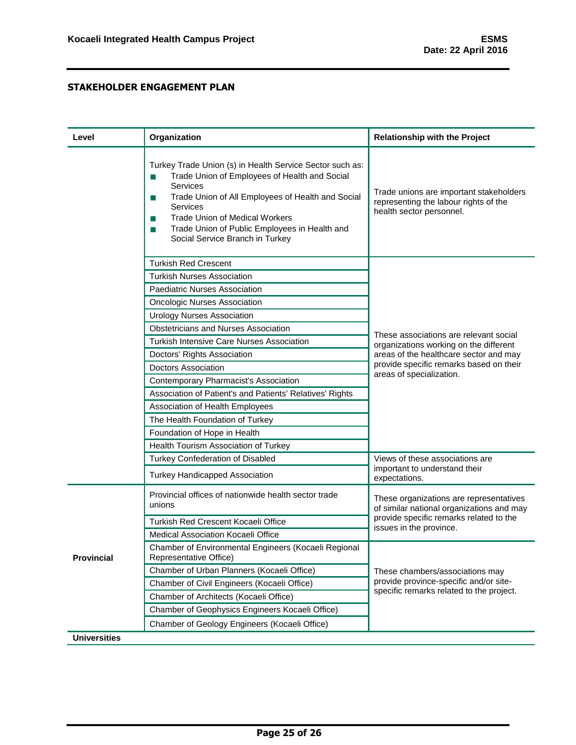## STAKEHOLDER ENGAGEMENT PLAN

| Level | Organization | Relationship with the Project |
|---|---|---|
| | Turkey Trade Union (s) in Health Service Sector such as:<br>■ Trade Union of Employees of Health and Social Services<br>■ Trade Union of All Employees of Health and Social Services<br>■ Trade Union of Medical Workers<br>■ Trade Union of Public Employees in Health and Social Service Branch in Turkey | Trade unions are important stakeholders representing the labour rights of the health sector personnel. |
| | Turkish Red Crescent | These associations are relevant social organizations working on the different areas of the healthcare sector and may provide specific remarks based on their areas of specialization. |
| | Turkish Nurses Association | |
| | Paediatric Nurses Association | |
| | Oncologic Nurses Association | |
| | Urology Nurses Association | |
| | Obstetricians and Nurses Association | |
| | Turkish Intensive Care Nurses Association | |
| | Doctors' Rights Association | |
| | Doctors Association | |
| | Contemporary Pharmacist's Association | |
| | Association of Patient's and Patients' Relatives' Rights | |
| | Association of Health Employees | |
| | The Health Foundation of Turkey | |
| | Foundation of Hope in Health | |
| | Health Tourism Association of Turkey | |
| | Turkey Confederation of Disabled | Views of these associations are important to understand their expectations. |
| | Turkey Handicapped Association | |
| Provincial | Provincial offices of nationwide health sector trade unions | These organizations are representatives of similar national organizations and may provide specific remarks related to the issues in the province. |
| | Turkish Red Crescent Kocaeli Office | |
| | Medical Association Kocaeli Office | |
| | Chamber of Environmental Engineers (Kocaeli Regional Representative Office) | These chambers/associations may provide province-specific and/or site-specific remarks related to the project. |
| | Chamber of Urban Planners (Kocaeli Office) | |
| | Chamber of Civil Engineers (Kocaeli Office) | |
| | Chamber of Architects (Kocaeli Office) | |
| | Chamber of Geophysics Engineers Kocaeli Office) | |
| | Chamber of Geology Engineers (Kocaeli Office) | |
| **Universities** | | |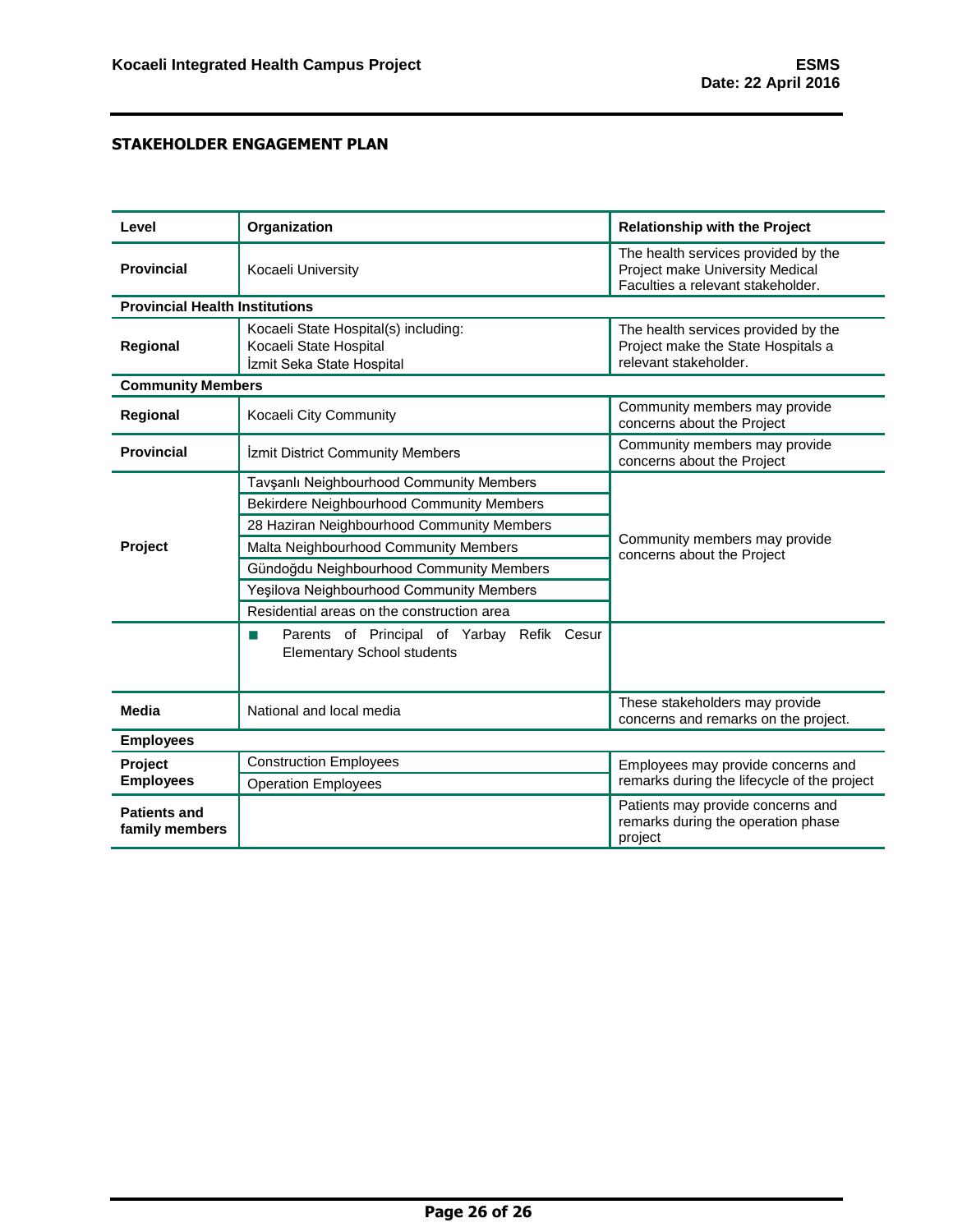## STAKEHOLDER ENGAGEMENT PLAN

| Level | Organization | Relationship with the Project |
|---|---|---|
| **Provincial** | Kocaeli University | The health services provided by the Project make University Medical Faculties a relevant stakeholder. |
| **Provincial Health Institutions** | | |
| **Regional** | Kocaeli State Hospital(s) including:<br>Kocaeli State Hospital<br>İzmit Seka State Hospital | The health services provided by the Project make the State Hospitals a relevant stakeholder. |
| **Community Members** | | |
| **Regional** | Kocaeli City Community | Community members may provide concerns about the Project |
| **Provincial** | İzmit District Community Members | Community members may provide concerns about the Project |
| **Project** | Tavşanlı Neighbourhood Community Members<br>Bekirdere Neighbourhood Community Members<br>28 Haziran Neighbourhood Community Members<br>Malta Neighbourhood Community Members<br>Gündoğdu Neighbourhood Community Members<br>Yeşilova Neighbourhood Community Members<br>Residential areas on the construction area | Community members may provide concerns about the Project |
| | ■ Parents of Principal of Yarbay Refik Cesur Elementary School students | |
| **Media** | National and local media | These stakeholders may provide concerns and remarks on the project. |
| **Employees** | | |
| **Project Employees** | Construction Employees<br>Operation Employees | Employees may provide concerns and remarks during the lifecycle of the project |
| **Patients and family members** | | Patients may provide concerns and remarks during the operation phase project |